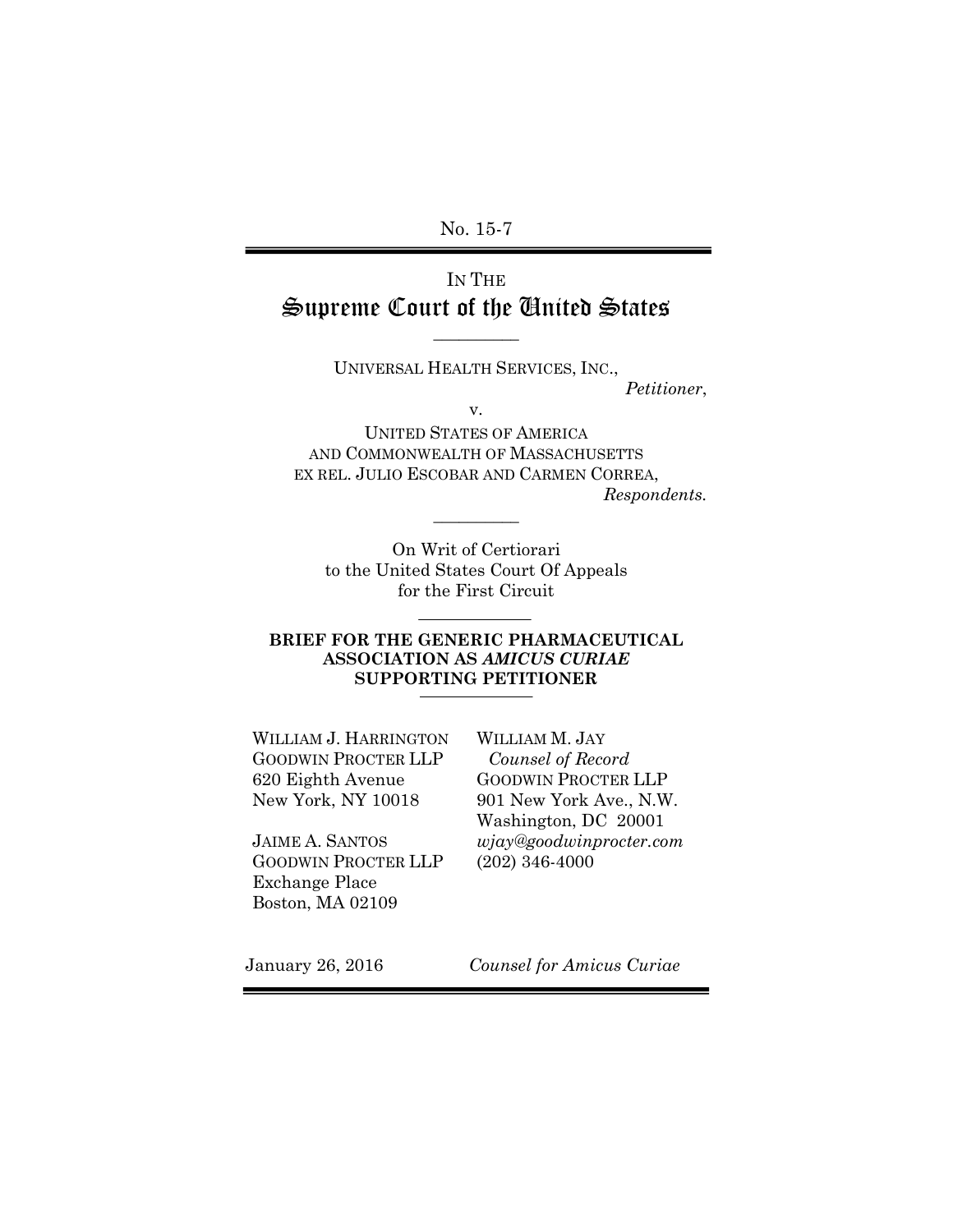No. 15-7

IN THE

# Supreme Court of the United States

UNIVERSAL HEALTH SERVICES, INC.,
*Petitioner*,

v.

UNITED STATES OF AMERICA
AND COMMONWEALTH OF MASSACHUSETTS
EX REL. JULIO ESCOBAR AND CARMEN CORREA,
*Respondents.*

On Writ of Certiorari
to the United States Court Of Appeals
for the First Circuit

**BRIEF FOR THE GENERIC PHARMACEUTICAL ASSOCIATION AS *AMICUS CURIAE* SUPPORTING PETITIONER**

WILLIAM J. HARRINGTON
GOODWIN PROCTER LLP
620 Eighth Avenue
New York, NY 10018

JAIME A. SANTOS
GOODWIN PROCTER LLP
Exchange Place
Boston, MA 02109

WILLIAM M. JAY
*Counsel of Record*
GOODWIN PROCTER LLP
901 New York Ave., N.W.
Washington, DC 20001
*wjay@goodwinprocter.com*
(202) 346-4000

January 26, 2016

*Counsel for Amicus Curiae*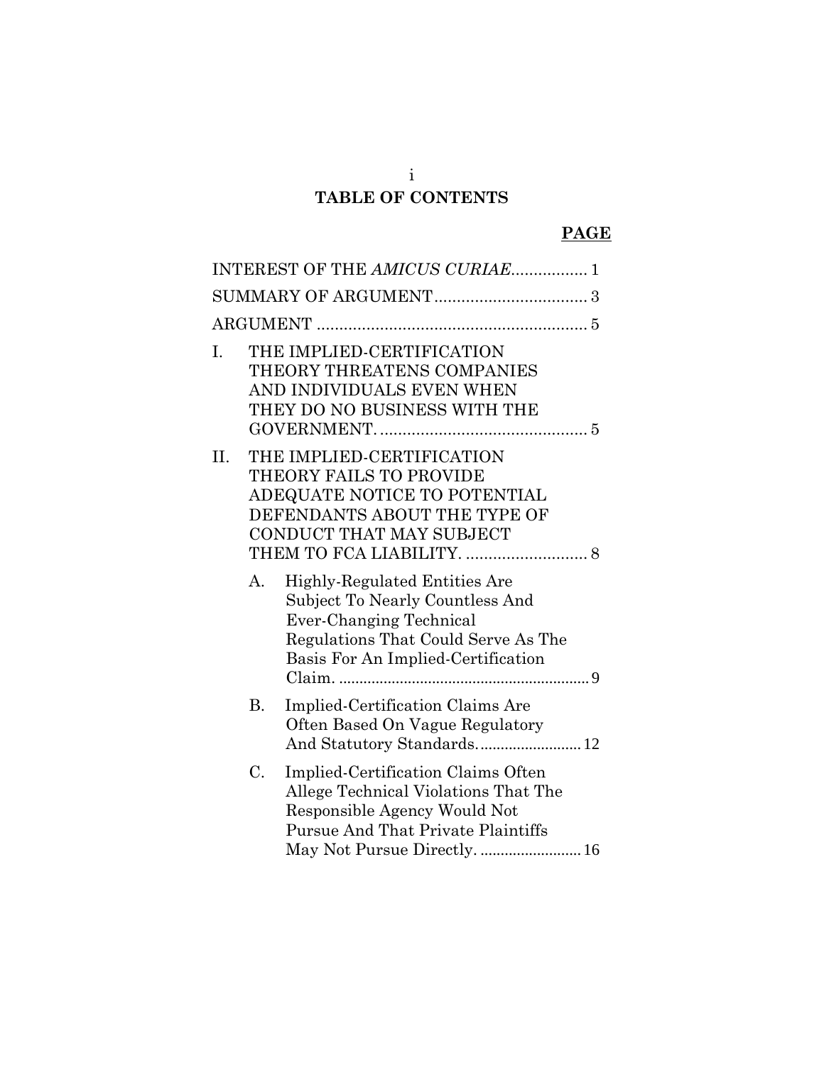# TABLE OF CONTENTS

**PAGE**

INTEREST OF THE *AMICUS CURIAE* ................. 1

SUMMARY OF ARGUMENT .................................. 3

ARGUMENT ............................................................. 5

I. THE IMPLIED-CERTIFICATION THEORY THREATENS COMPANIES AND INDIVIDUALS EVEN WHEN THEY DO NO BUSINESS WITH THE GOVERNMENT. .............................................. 5

II. THE IMPLIED-CERTIFICATION THEORY FAILS TO PROVIDE ADEQUATE NOTICE TO POTENTIAL DEFENDANTS ABOUT THE TYPE OF CONDUCT THAT MAY SUBJECT THEM TO FCA LIABILITY. ........................... 8

   A. Highly-Regulated Entities Are Subject To Nearly Countless And Ever-Changing Technical Regulations That Could Serve As The Basis For An Implied-Certification Claim. ............................................................ 9

   B. Implied-Certification Claims Are Often Based On Vague Regulatory And Statutory Standards. ........................ 12

   C. Implied-Certification Claims Often Allege Technical Violations That The Responsible Agency Would Not Pursue And That Private Plaintiffs May Not Pursue Directly. ........................ 16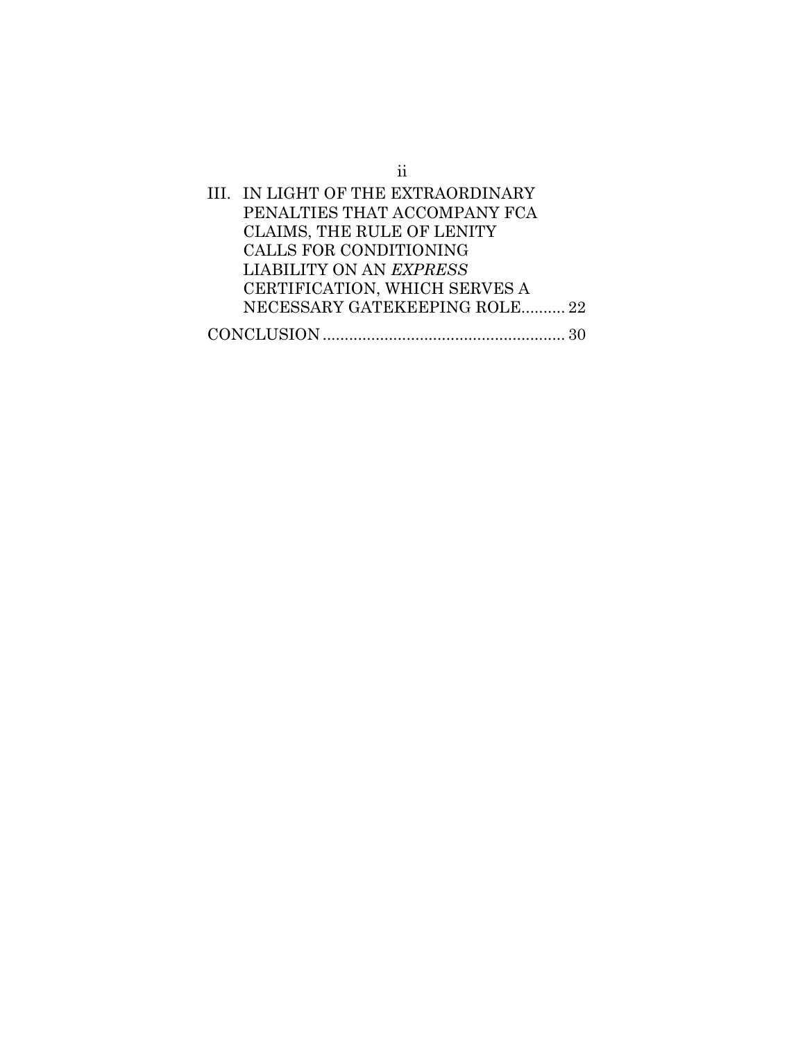III. IN LIGHT OF THE EXTRAORDINARY PENALTIES THAT ACCOMPANY FCA CLAIMS, THE RULE OF LENITY CALLS FOR CONDITIONING LIABILITY ON AN *EXPRESS* CERTIFICATION, WHICH SERVES A NECESSARY GATEKEEPING ROLE.......... 22

CONCLUSION ....................................................... 30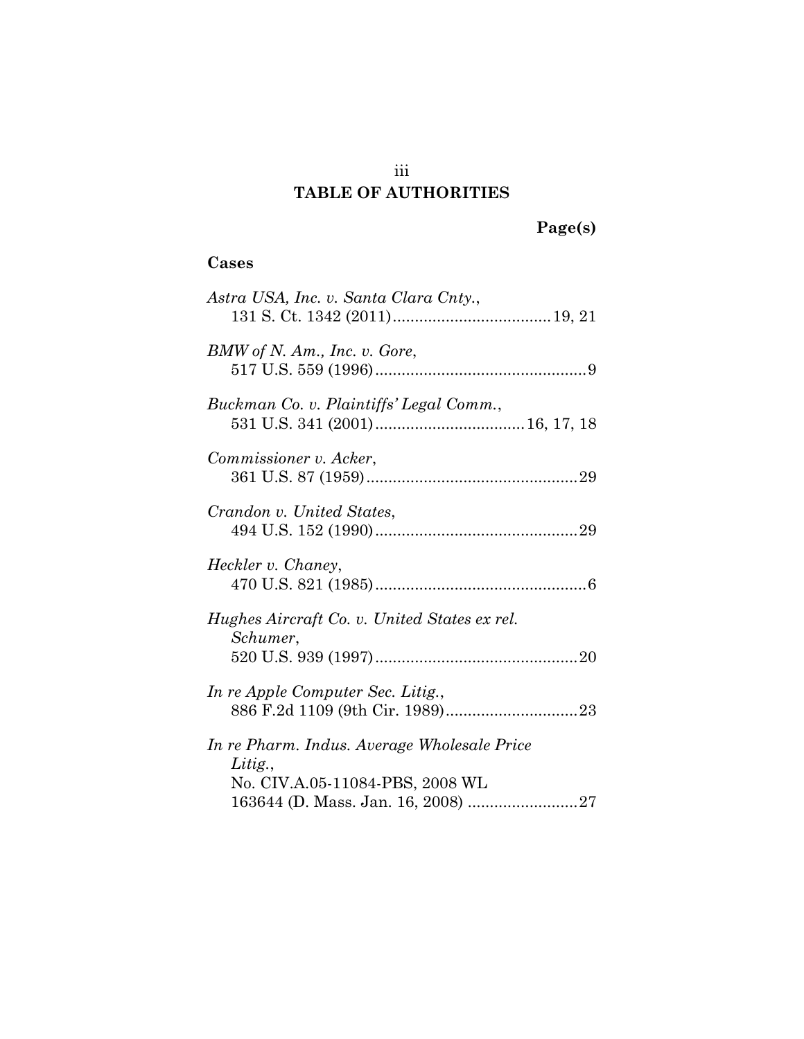# TABLE OF AUTHORITIES

**Page(s)**

## Cases

*Astra USA, Inc. v. Santa Clara Cnty.*,
131 S. Ct. 1342 (2011) .................................... 19, 21

*BMW of N. Am., Inc. v. Gore*,
517 U.S. 559 (1996) ................................................ 9

*Buckman Co. v. Plaintiffs' Legal Comm.*,
531 U.S. 341 (2001) .................................. 16, 17, 18

*Commissioner v. Acker*,
361 U.S. 87 (1959) ................................................ 29

*Crandon v. United States*,
494 U.S. 152 (1990) .............................................. 29

*Heckler v. Chaney*,
470 U.S. 821 (1985) ................................................ 6

*Hughes Aircraft Co. v. United States ex rel. Schumer*,
520 U.S. 939 (1997) .............................................. 20

*In re Apple Computer Sec. Litig.*,
886 F.2d 1109 (9th Cir. 1989) .............................. 23

*In re Pharm. Indus. Average Wholesale Price Litig.*,
No. CIV.A.05-11084-PBS, 2008 WL 163644 (D. Mass. Jan. 16, 2008) ......................... 27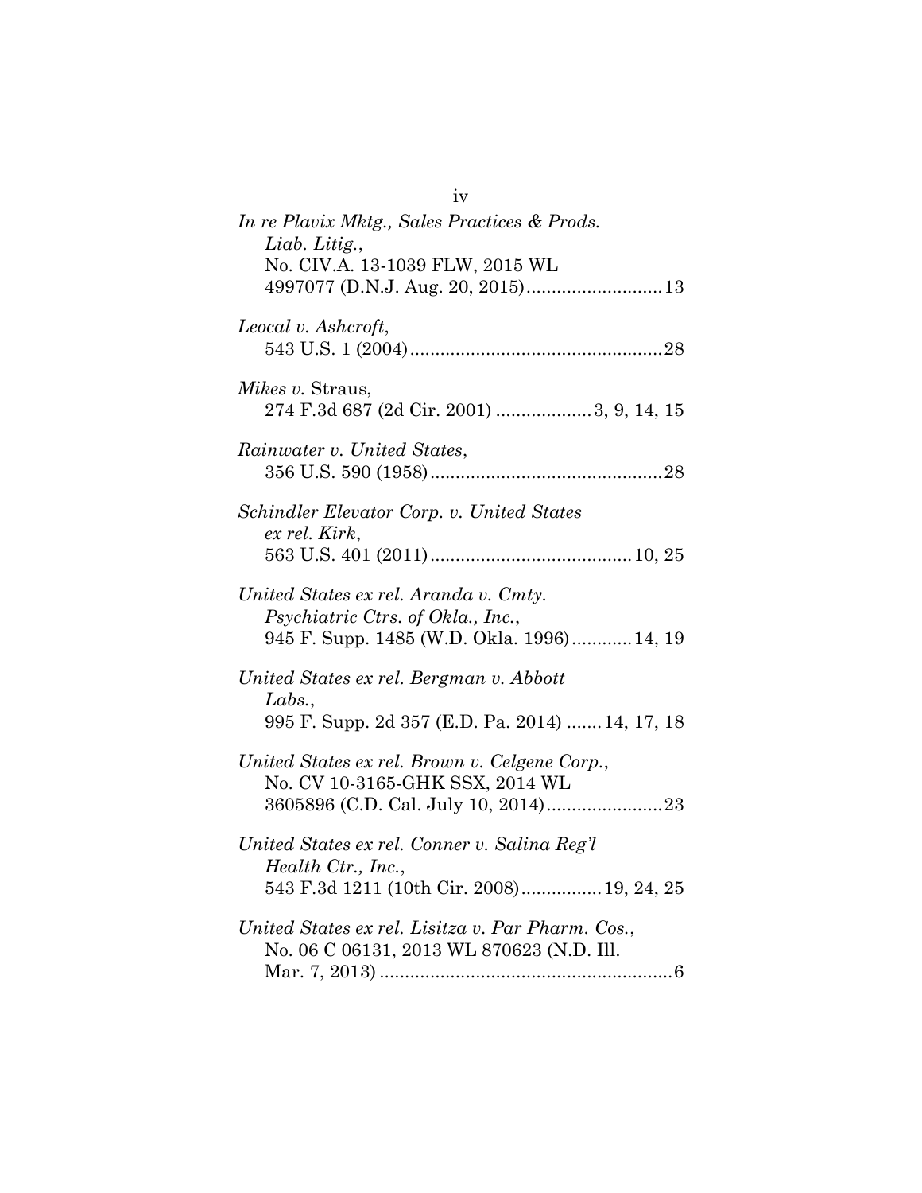*In re Plavix Mktg., Sales Practices & Prods. Liab. Litig.*, No. CIV.A. 13-1039 FLW, 2015 WL 4997077 (D.N.J. Aug. 20, 2015)..........................13

*Leocal v. Ashcroft*, 543 U.S. 1 (2004).................................................28

*Mikes v.* Straus, 274 F.3d 687 (2d Cir. 2001) ..................3, 9, 14, 15

*Rainwater v. United States*, 356 U.S. 590 (1958).............................................28

*Schindler Elevator Corp. v. United States ex rel. Kirk*, 563 U.S. 401 (2011).......................................10, 25

*United States ex rel. Aranda v. Cmty. Psychiatric Ctrs. of Okla., Inc.*, 945 F. Supp. 1485 (W.D. Okla. 1996)............14, 19

*United States ex rel. Bergman v. Abbott Labs.*, 995 F. Supp. 2d 357 (E.D. Pa. 2014) .......14, 17, 18

*United States ex rel. Brown v. Celgene Corp.*, No. CV 10-3165-GHK SSX, 2014 WL 3605896 (C.D. Cal. July 10, 2014).......................23

*United States ex rel. Conner v. Salina Reg'l Health Ctr., Inc.*, 543 F.3d 1211 (10th Cir. 2008)................19, 24, 25

*United States ex rel. Lisitza v. Par Pharm. Cos.*, No. 06 C 06131, 2013 WL 870623 (N.D. Ill. Mar. 7, 2013) ..........................................................6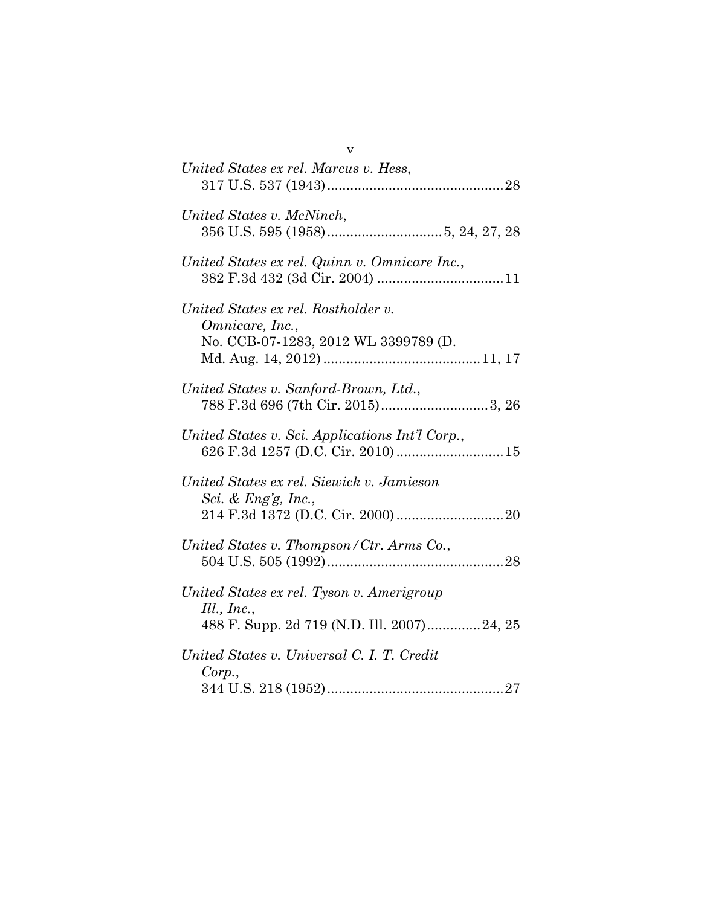*United States ex rel. Marcus v. Hess*,
317 U.S. 537 (1943) .............................................. 28

*United States v. McNinch*,
356 U.S. 595 (1958) ............................. 5, 24, 27, 28

*United States ex rel. Quinn v. Omnicare Inc.*,
382 F.3d 432 (3d Cir. 2004) ................................. 11

*United States ex rel. Rostholder v. Omnicare, Inc.*,
No. CCB-07-1283, 2012 WL 3399789 (D. Md. Aug. 14, 2012) ........................................ 11, 17

*United States v. Sanford-Brown, Ltd.*,
788 F.3d 696 (7th Cir. 2015) ............................ 3, 26

*United States v. Sci. Applications Int'l Corp.*,
626 F.3d 1257 (D.C. Cir. 2010) ............................ 15

*United States ex rel. Siewick v. Jamieson Sci. & Eng'g, Inc.*,
214 F.3d 1372 (D.C. Cir. 2000) ............................ 20

*United States v. Thompson/Ctr. Arms Co.*,
504 U.S. 505 (1992) .............................................. 28

*United States ex rel. Tyson v. Amerigroup Ill., Inc.*,
488 F. Supp. 2d 719 (N.D. Ill. 2007) ............. 24, 25

*United States v. Universal C. I. T. Credit Corp.*,
344 U.S. 218 (1952) .............................................. 27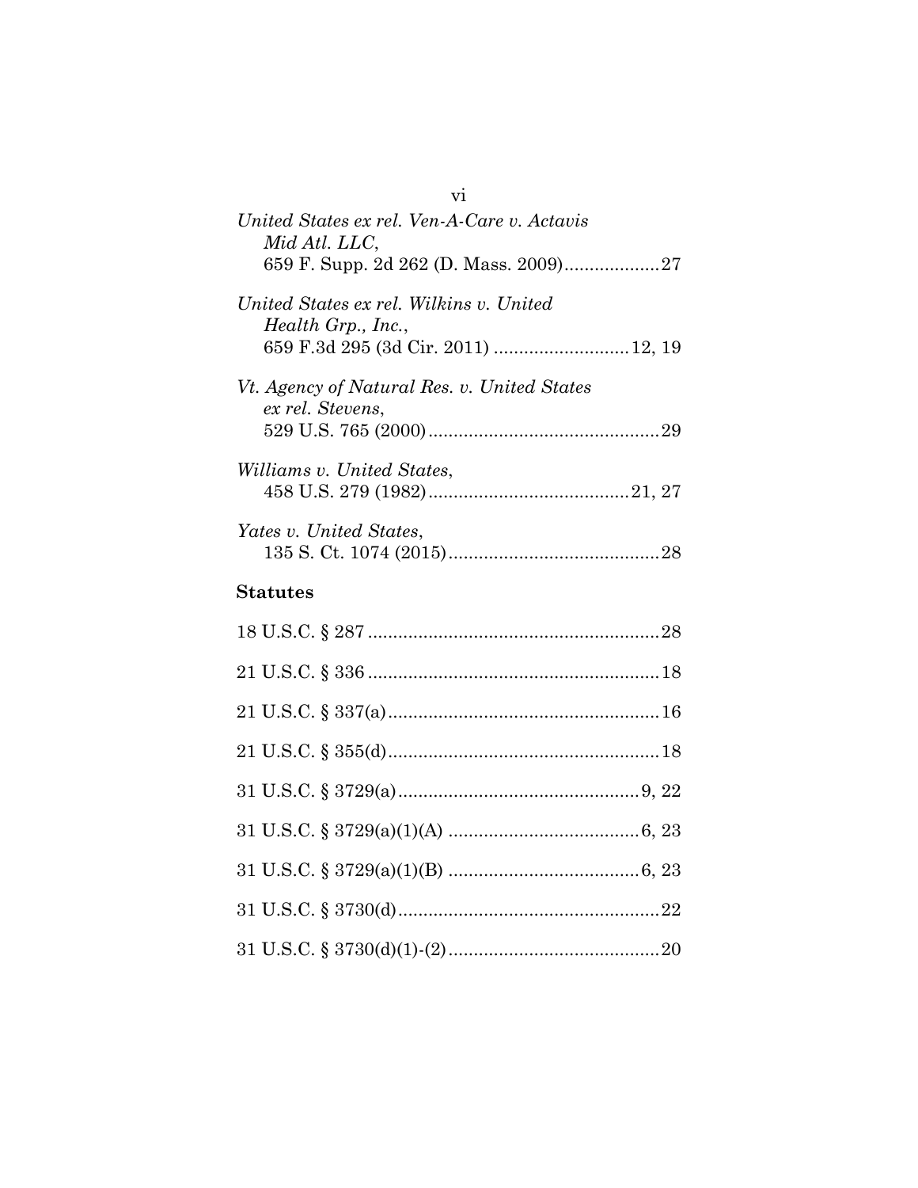*United States ex rel. Ven-A-Care v. Actavis Mid Atl. LLC*,
659 F. Supp. 2d 262 (D. Mass. 2009) .................. 27

*United States ex rel. Wilkins v. United Health Grp., Inc.*,
659 F.3d 295 (3d Cir. 2011) .......................... 12, 19

*Vt. Agency of Natural Res. v. United States ex rel. Stevens*,
529 U.S. 765 (2000) .............................................. 29

*Williams v. United States*,
458 U.S. 279 (1982) ........................................ 21, 27

*Yates v. United States*,
135 S. Ct. 1074 (2015) .......................................... 28

**Statutes**

18 U.S.C. § 287 .......................................................... 28

21 U.S.C. § 336 .......................................................... 18

21 U.S.C. § 337(a) ...................................................... 16

21 U.S.C. § 355(d) ...................................................... 18

31 U.S.C. § 3729(a) ................................................ 9, 22

31 U.S.C. § 3729(a)(1)(A) ...................................... 6, 23

31 U.S.C. § 3729(a)(1)(B) ...................................... 6, 23

31 U.S.C. § 3730(d) .................................................... 22

31 U.S.C. § 3730(d)(1)-(2) .......................................... 20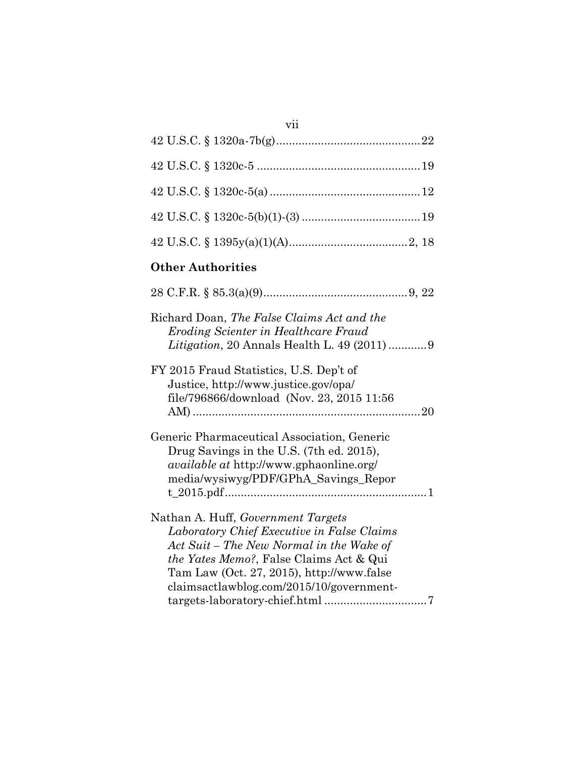42 U.S.C. § 1320a-7b(g) ............................................ 22

42 U.S.C. § 1320c-5 .................................................. 19

42 U.S.C. § 1320c-5(a) .............................................. 12

42 U.S.C. § 1320c-5(b)(1)-(3) .................................... 19

42 U.S.C. § 1395y(a)(1)(A) .................................... 2, 18

**Other Authorities**

28 C.F.R. § 85.3(a)(9) ............................................ 9, 22

Richard Doan, *The False Claims Act and the Eroding Scienter in Healthcare Fraud Litigation*, 20 Annals Health L. 49 (2011) ........... 9

FY 2015 Fraud Statistics, U.S. Dep't of Justice, http://www.justice.gov/opa/file/796866/download (Nov. 23, 2015 11:56 AM) ...................................................................... 20

Generic Pharmaceutical Association, Generic Drug Savings in the U.S. (7th ed. 2015), *available at* http://www.gphaonline.org/media/wysiwyg/PDF/GPhA_Savings_Report_2015.pdf ............................................................... 1

Nathan A. Huff, *Government Targets Laboratory Chief Executive in False Claims Act Suit – The New Normal in the Wake of the Yates Memo?*, False Claims Act & Qui Tam Law (Oct. 27, 2015), http://www.falseclaimsactlawblog.com/2015/10/government-targets-laboratory-chief.html ............................... 7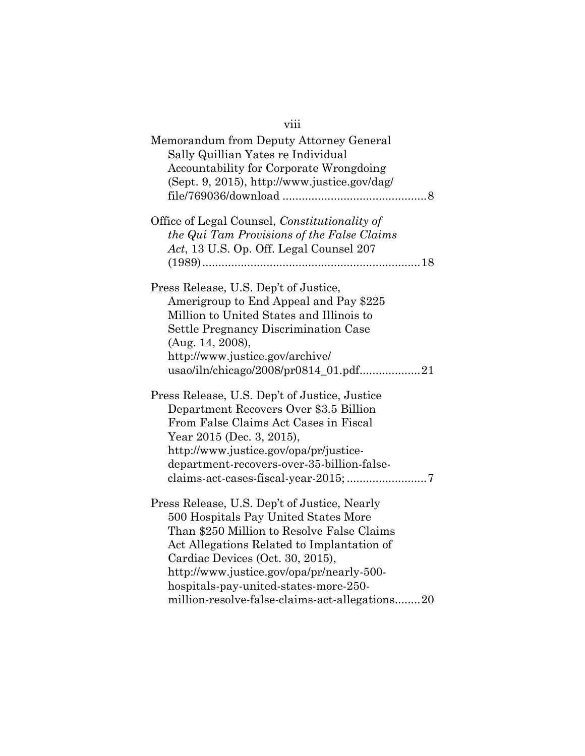Memorandum from Deputy Attorney General Sally Quillian Yates re Individual Accountability for Corporate Wrongdoing (Sept. 9, 2015), http://www.justice.gov/dag/file/769036/download ............................................. 8

Office of Legal Counsel, *Constitutionality of the Qui Tam Provisions of the False Claims Act*, 13 U.S. Op. Off. Legal Counsel 207 (1989) .................................................................... 18

Press Release, U.S. Dep't of Justice, Amerigroup to End Appeal and Pay $225 Million to United States and Illinois to Settle Pregnancy Discrimination Case (Aug. 14, 2008), http://www.justice.gov/archive/usao/iln/chicago/2008/pr0814_01.pdf.................. 21

Press Release, U.S. Dep't of Justice, Justice Department Recovers Over $3.5 Billion From False Claims Act Cases in Fiscal Year 2015 (Dec. 3, 2015), http://www.justice.gov/opa/pr/justice-department-recovers-over-35-billion-false-claims-act-cases-fiscal-year-2015; ........................ 7

Press Release, U.S. Dep't of Justice, Nearly 500 Hospitals Pay United States More Than $250 Million to Resolve False Claims Act Allegations Related to Implantation of Cardiac Devices (Oct. 30, 2015), http://www.justice.gov/opa/pr/nearly-500-hospitals-pay-united-states-more-250-million-resolve-false-claims-act-allegations........ 20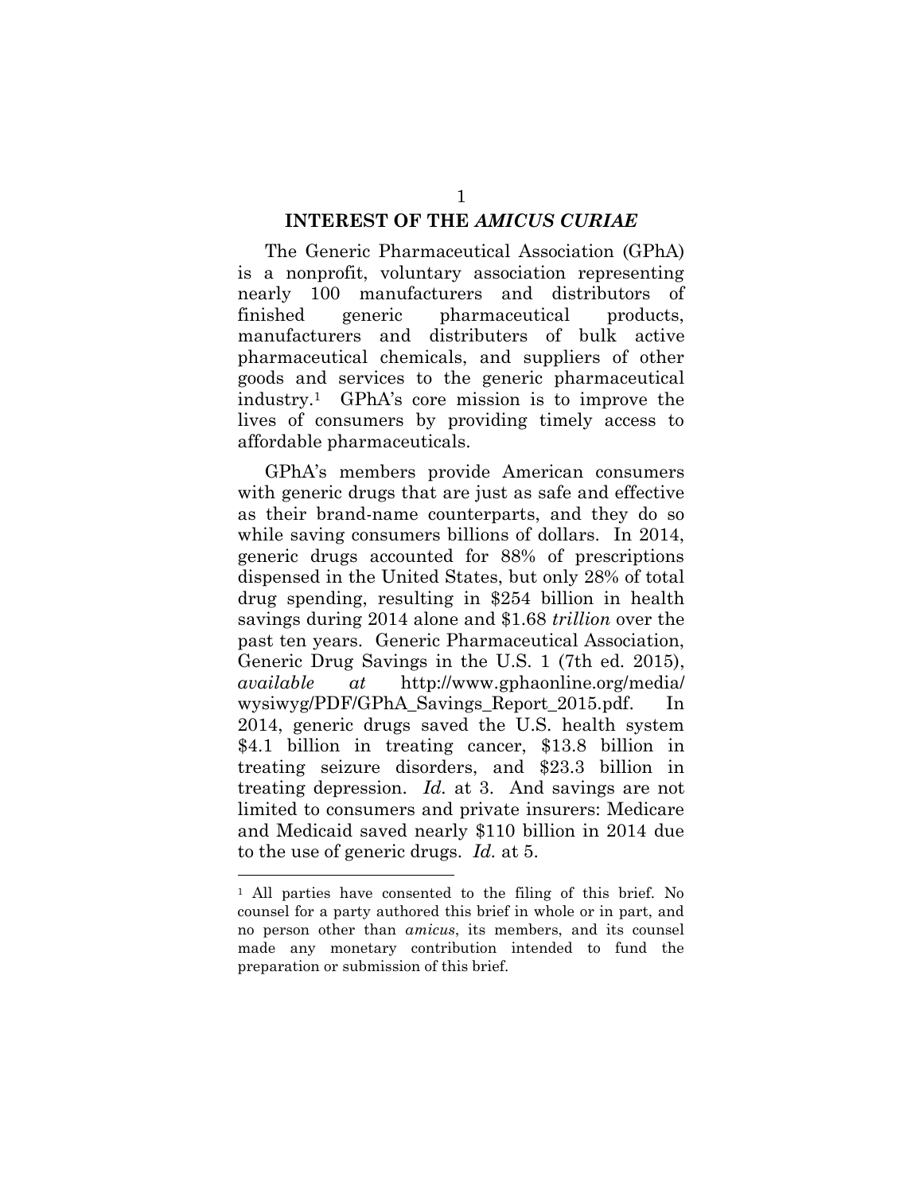## INTEREST OF THE *AMICUS CURIAE*

The Generic Pharmaceutical Association (GPhA) is a nonprofit, voluntary association representing nearly 100 manufacturers and distributors of finished generic pharmaceutical products, manufacturers and distributers of bulk active pharmaceutical chemicals, and suppliers of other goods and services to the generic pharmaceutical industry.[1] GPhA's core mission is to improve the lives of consumers by providing timely access to affordable pharmaceuticals.

GPhA's members provide American consumers with generic drugs that are just as safe and effective as their brand-name counterparts, and they do so while saving consumers billions of dollars. In 2014, generic drugs accounted for 88% of prescriptions dispensed in the United States, but only 28% of total drug spending, resulting in $254 billion in health savings during 2014 alone and $1.68 *trillion* over the past ten years. Generic Pharmaceutical Association, Generic Drug Savings in the U.S. 1 (7th ed. 2015), *available at* http://www.gphaonline.org/media/wysiwyg/PDF/GPhA_Savings_Report_2015.pdf. In 2014, generic drugs saved the U.S. health system $4.1 billion in treating cancer, $13.8 billion in treating seizure disorders, and $23.3 billion in treating depression. *Id.* at 3. And savings are not limited to consumers and private insurers: Medicare and Medicaid saved nearly $110 billion in 2014 due to the use of generic drugs. *Id.* at 5.

---

[1] All parties have consented to the filing of this brief. No counsel for a party authored this brief in whole or in part, and no person other than *amicus*, its members, and its counsel made any monetary contribution intended to fund the preparation or submission of this brief.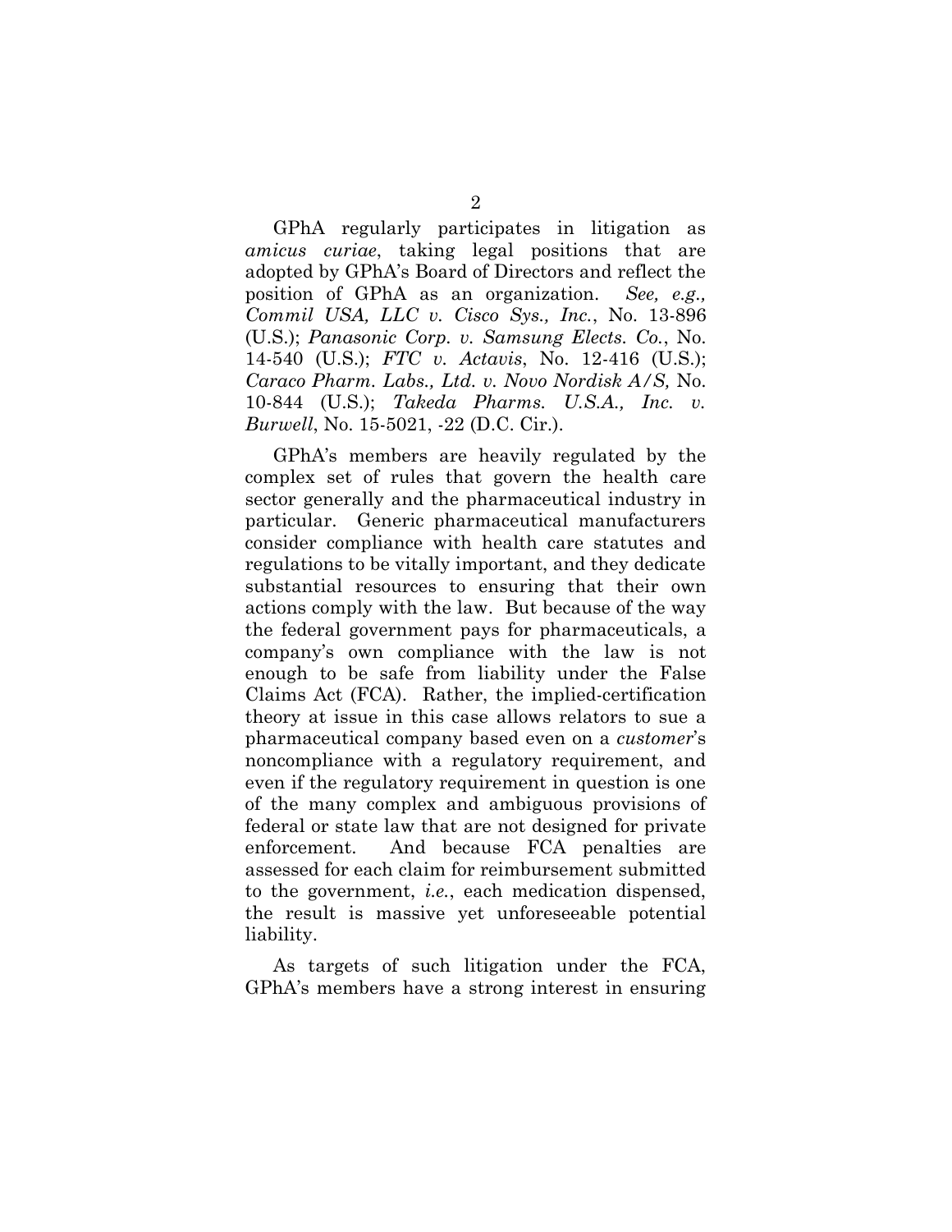GPhA regularly participates in litigation as *amicus curiae*, taking legal positions that are adopted by GPhA's Board of Directors and reflect the position of GPhA as an organization. *See, e.g., Commil USA, LLC v. Cisco Sys., Inc.*, No. 13-896 (U.S.); *Panasonic Corp. v. Samsung Elects. Co.*, No. 14-540 (U.S.); *FTC v. Actavis*, No. 12-416 (U.S.); *Caraco Pharm. Labs., Ltd. v. Novo Nordisk A/S,* No. 10-844 (U.S.); *Takeda Pharms. U.S.A., Inc. v. Burwell*, No. 15-5021, -22 (D.C. Cir.).

GPhA's members are heavily regulated by the complex set of rules that govern the health care sector generally and the pharmaceutical industry in particular. Generic pharmaceutical manufacturers consider compliance with health care statutes and regulations to be vitally important, and they dedicate substantial resources to ensuring that their own actions comply with the law. But because of the way the federal government pays for pharmaceuticals, a company's own compliance with the law is not enough to be safe from liability under the False Claims Act (FCA). Rather, the implied-certification theory at issue in this case allows relators to sue a pharmaceutical company based even on a *customer*'s noncompliance with a regulatory requirement, and even if the regulatory requirement in question is one of the many complex and ambiguous provisions of federal or state law that are not designed for private enforcement. And because FCA penalties are assessed for each claim for reimbursement submitted to the government, *i.e.*, each medication dispensed, the result is massive yet unforeseeable potential liability.

As targets of such litigation under the FCA, GPhA's members have a strong interest in ensuring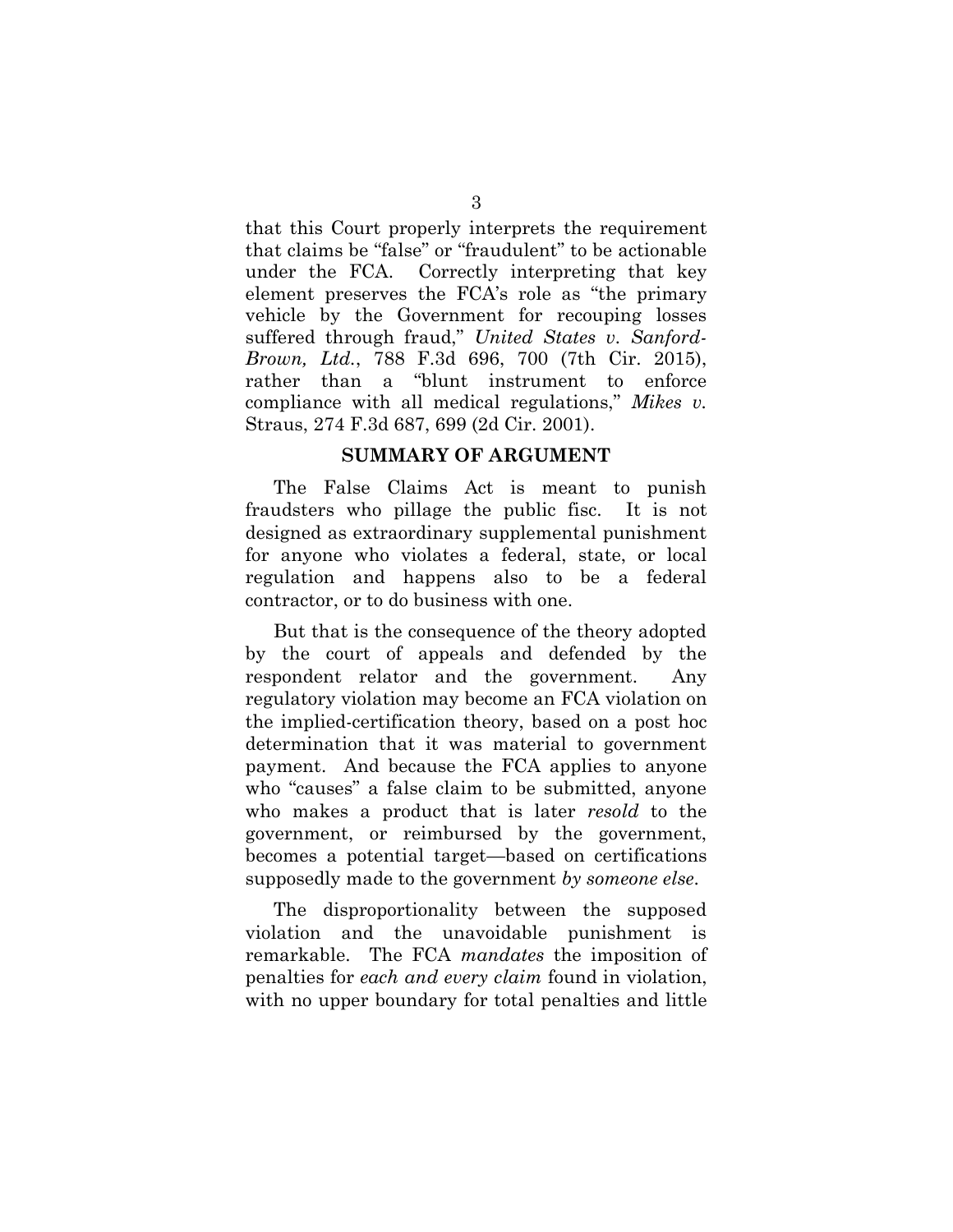that this Court properly interprets the requirement that claims be "false" or "fraudulent" to be actionable under the FCA. Correctly interpreting that key element preserves the FCA's role as "the primary vehicle by the Government for recouping losses suffered through fraud," *United States v. Sanford-Brown, Ltd.*, 788 F.3d 696, 700 (7th Cir. 2015), rather than a "blunt instrument to enforce compliance with all medical regulations," *Mikes v.* Straus, 274 F.3d 687, 699 (2d Cir. 2001).

## SUMMARY OF ARGUMENT

The False Claims Act is meant to punish fraudsters who pillage the public fisc. It is not designed as extraordinary supplemental punishment for anyone who violates a federal, state, or local regulation and happens also to be a federal contractor, or to do business with one.

But that is the consequence of the theory adopted by the court of appeals and defended by the respondent relator and the government. Any regulatory violation may become an FCA violation on the implied-certification theory, based on a post hoc determination that it was material to government payment. And because the FCA applies to anyone who "causes" a false claim to be submitted, anyone who makes a product that is later *resold* to the government, or reimbursed by the government, becomes a potential target—based on certifications supposedly made to the government *by someone else*.

The disproportionality between the supposed violation and the unavoidable punishment is remarkable. The FCA *mandates* the imposition of penalties for *each and every claim* found in violation, with no upper boundary for total penalties and little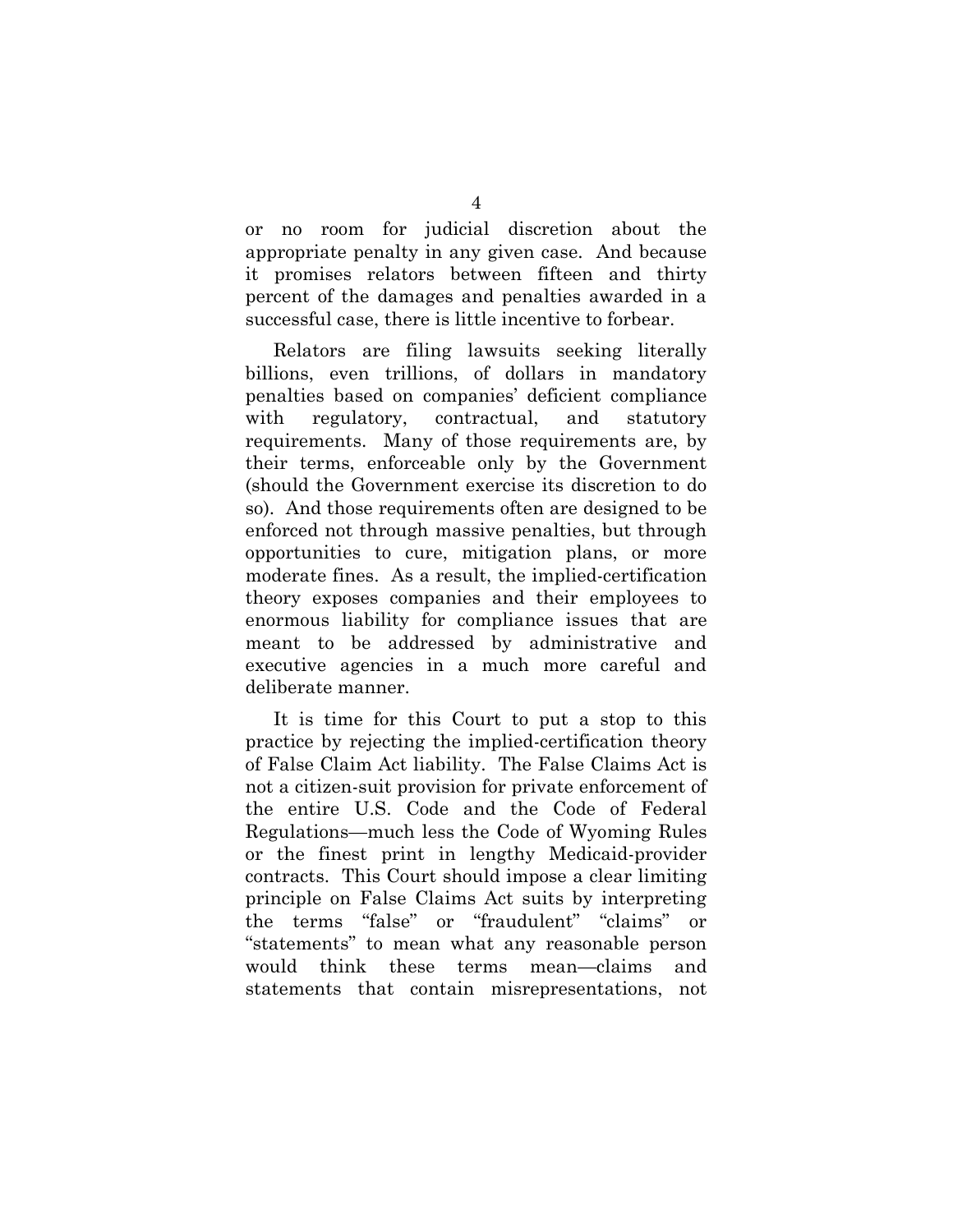or no room for judicial discretion about the appropriate penalty in any given case. And because it promises relators between fifteen and thirty percent of the damages and penalties awarded in a successful case, there is little incentive to forbear.

Relators are filing lawsuits seeking literally billions, even trillions, of dollars in mandatory penalties based on companies' deficient compliance with regulatory, contractual, and statutory requirements. Many of those requirements are, by their terms, enforceable only by the Government (should the Government exercise its discretion to do so). And those requirements often are designed to be enforced not through massive penalties, but through opportunities to cure, mitigation plans, or more moderate fines. As a result, the implied-certification theory exposes companies and their employees to enormous liability for compliance issues that are meant to be addressed by administrative and executive agencies in a much more careful and deliberate manner.

It is time for this Court to put a stop to this practice by rejecting the implied-certification theory of False Claim Act liability. The False Claims Act is not a citizen-suit provision for private enforcement of the entire U.S. Code and the Code of Federal Regulations—much less the Code of Wyoming Rules or the finest print in lengthy Medicaid-provider contracts. This Court should impose a clear limiting principle on False Claims Act suits by interpreting the terms "false" or "fraudulent" "claims" or "statements" to mean what any reasonable person would think these terms mean—claims and statements that contain misrepresentations, not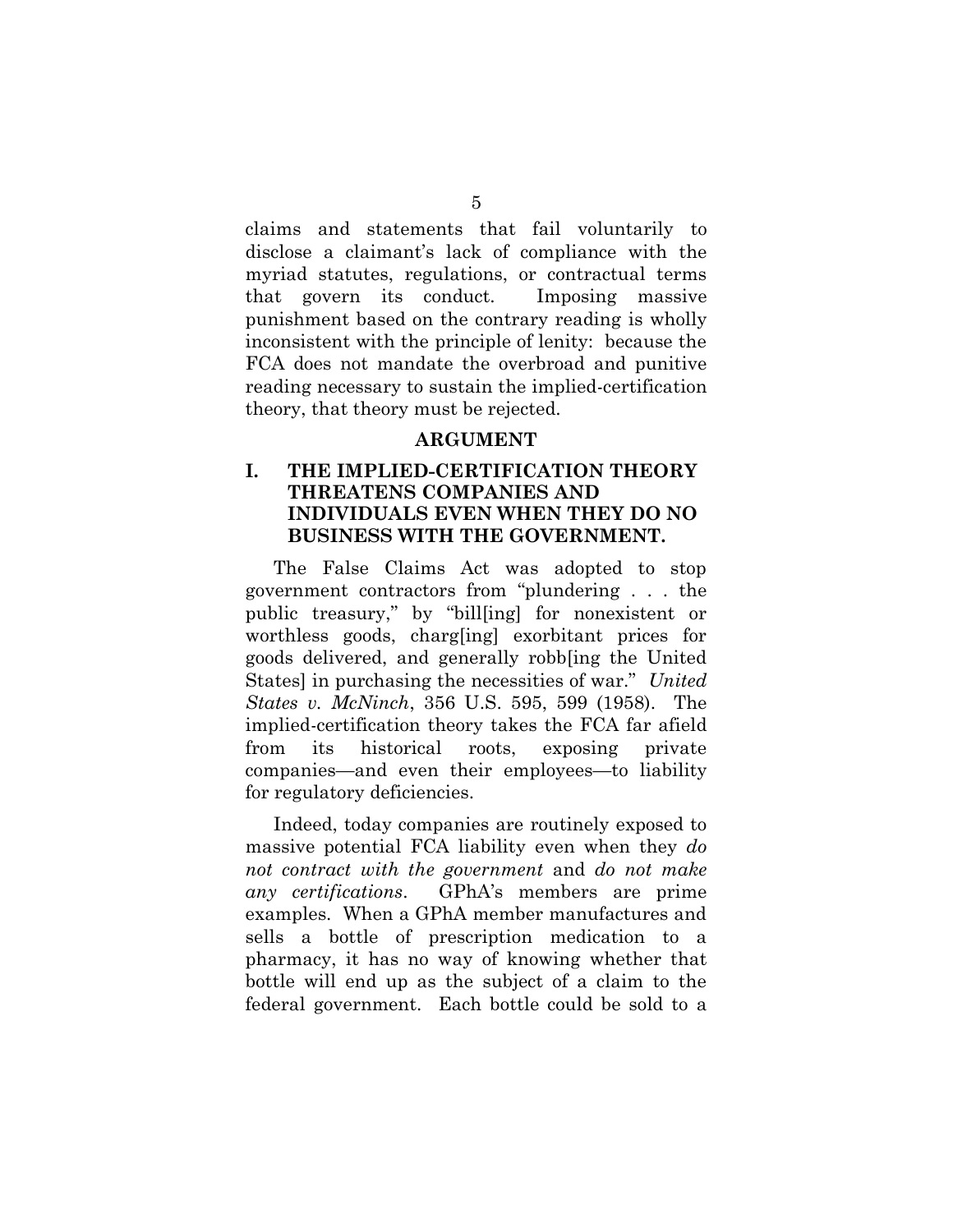claims and statements that fail voluntarily to disclose a claimant's lack of compliance with the myriad statutes, regulations, or contractual terms that govern its conduct. Imposing massive punishment based on the contrary reading is wholly inconsistent with the principle of lenity: because the FCA does not mandate the overbroad and punitive reading necessary to sustain the implied-certification theory, that theory must be rejected.

## ARGUMENT

### I. THE IMPLIED-CERTIFICATION THEORY THREATENS COMPANIES AND INDIVIDUALS EVEN WHEN THEY DO NO BUSINESS WITH THE GOVERNMENT.

The False Claims Act was adopted to stop government contractors from "plundering . . . the public treasury," by "bill[ing] for nonexistent or worthless goods, charg[ing] exorbitant prices for goods delivered, and generally robb[ing the United States] in purchasing the necessities of war." *United States v. McNinch*, 356 U.S. 595, 599 (1958). The implied-certification theory takes the FCA far afield from its historical roots, exposing private companies—and even their employees—to liability for regulatory deficiencies.

Indeed, today companies are routinely exposed to massive potential FCA liability even when they *do not contract with the government* and *do not make any certifications*. GPhA's members are prime examples. When a GPhA member manufactures and sells a bottle of prescription medication to a pharmacy, it has no way of knowing whether that bottle will end up as the subject of a claim to the federal government. Each bottle could be sold to a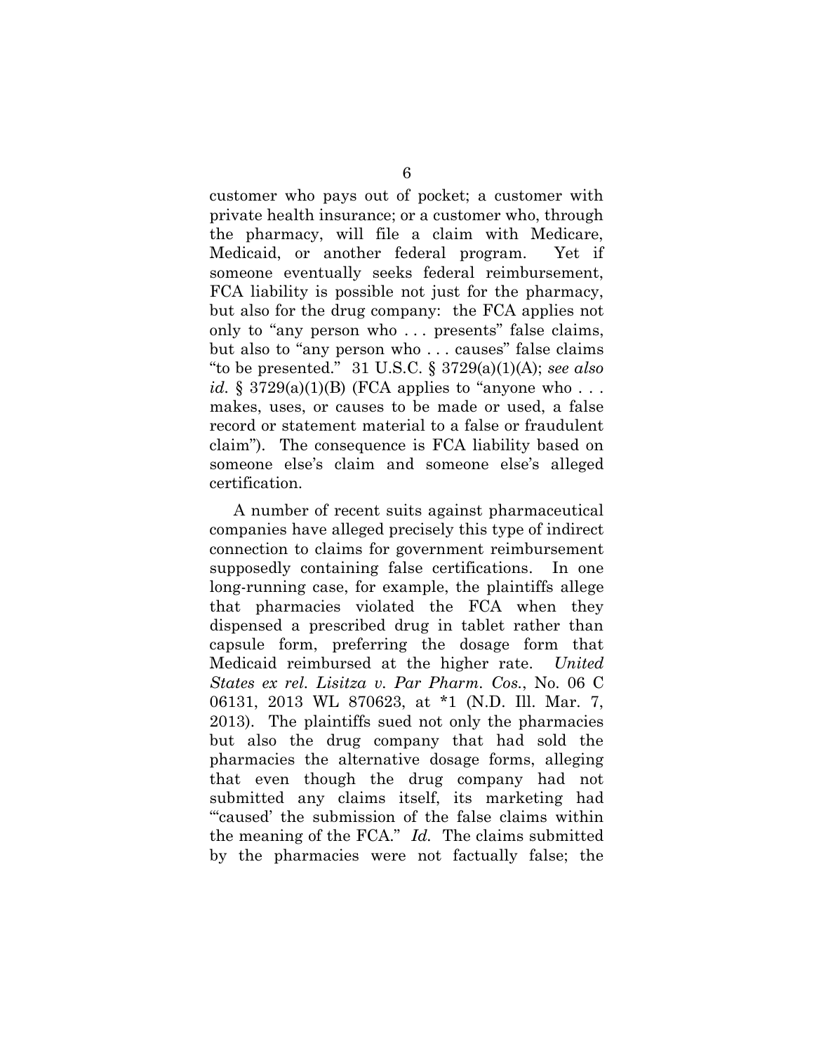customer who pays out of pocket; a customer with private health insurance; or a customer who, through the pharmacy, will file a claim with Medicare, Medicaid, or another federal program. Yet if someone eventually seeks federal reimbursement, FCA liability is possible not just for the pharmacy, but also for the drug company: the FCA applies not only to "any person who . . . presents" false claims, but also to "any person who . . . causes" false claims "to be presented." 31 U.S.C. § 3729(a)(1)(A); *see also id.* § 3729(a)(1)(B) (FCA applies to "anyone who . . . makes, uses, or causes to be made or used, a false record or statement material to a false or fraudulent claim"). The consequence is FCA liability based on someone else's claim and someone else's alleged certification.

A number of recent suits against pharmaceutical companies have alleged precisely this type of indirect connection to claims for government reimbursement supposedly containing false certifications. In one long-running case, for example, the plaintiffs allege that pharmacies violated the FCA when they dispensed a prescribed drug in tablet rather than capsule form, preferring the dosage form that Medicaid reimbursed at the higher rate. *United States ex rel. Lisitza v. Par Pharm. Cos.*, No. 06 C 06131, 2013 WL 870623, at *1 (N.D. Ill. Mar. 7, 2013). The plaintiffs sued not only the pharmacies but also the drug company that had sold the pharmacies the alternative dosage forms, alleging that even though the drug company had not submitted any claims itself, its marketing had "'caused' the submission of the false claims within the meaning of the FCA." *Id.* The claims submitted by the pharmacies were not factually false; the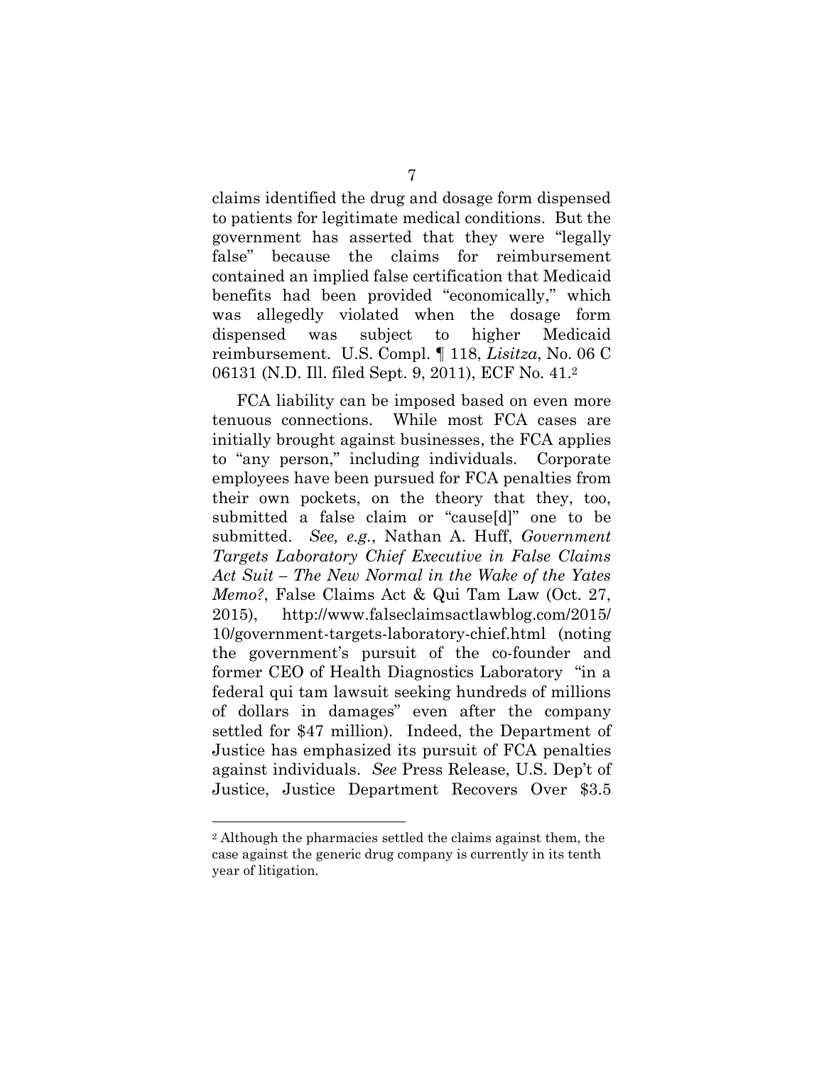claims identified the drug and dosage form dispensed to patients for legitimate medical conditions. But the government has asserted that they were "legally false" because the claims for reimbursement contained an implied false certification that Medicaid benefits had been provided "economically," which was allegedly violated when the dosage form dispensed was subject to higher Medicaid reimbursement. U.S. Compl. ¶ 118, *Lisitza*, No. 06 C 06131 (N.D. Ill. filed Sept. 9, 2011), ECF No. 41.[2]

FCA liability can be imposed based on even more tenuous connections. While most FCA cases are initially brought against businesses, the FCA applies to "any person," including individuals. Corporate employees have been pursued for FCA penalties from their own pockets, on the theory that they, too, submitted a false claim or "cause[d]" one to be submitted. *See, e.g.*, Nathan A. Huff, *Government Targets Laboratory Chief Executive in False Claims Act Suit – The New Normal in the Wake of the Yates Memo?*, False Claims Act & Qui Tam Law (Oct. 27, 2015), http://www.falseclaimsactlawblog.com/2015/10/government-targets-laboratory-chief.html (noting the government's pursuit of the co-founder and former CEO of Health Diagnostics Laboratory "in a federal qui tam lawsuit seeking hundreds of millions of dollars in damages" even after the company settled for $47 million). Indeed, the Department of Justice has emphasized its pursuit of FCA penalties against individuals. *See* Press Release, U.S. Dep't of Justice, Justice Department Recovers Over $3.5

---

[2] Although the pharmacies settled the claims against them, the case against the generic drug company is currently in its tenth year of litigation.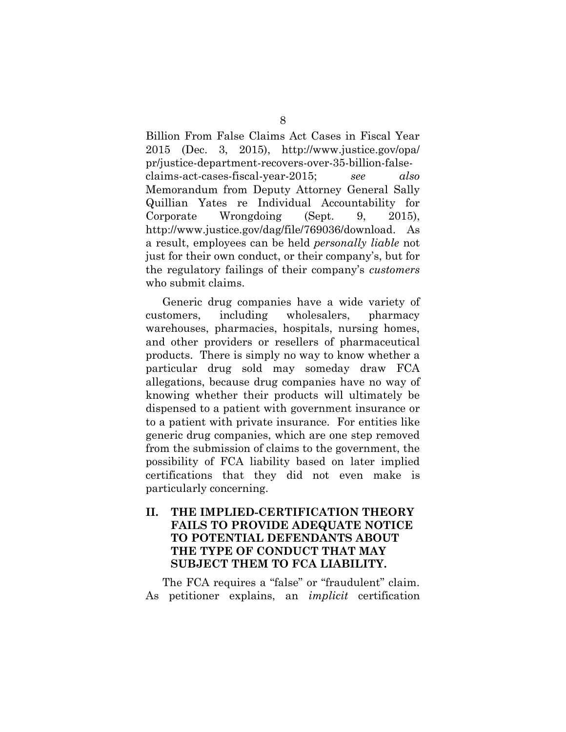Billion From False Claims Act Cases in Fiscal Year 2015 (Dec. 3, 2015), http://www.justice.gov/opa/pr/justice-department-recovers-over-35-billion-false-claims-act-cases-fiscal-year-2015; *see also* Memorandum from Deputy Attorney General Sally Quillian Yates re Individual Accountability for Corporate Wrongdoing (Sept. 9, 2015), http://www.justice.gov/dag/file/769036/download. As a result, employees can be held *personally liable* not just for their own conduct, or their company's, but for the regulatory failings of their company's *customers* who submit claims.

Generic drug companies have a wide variety of customers, including wholesalers, pharmacy warehouses, pharmacies, hospitals, nursing homes, and other providers or resellers of pharmaceutical products. There is simply no way to know whether a particular drug sold may someday draw FCA allegations, because drug companies have no way of knowing whether their products will ultimately be dispensed to a patient with government insurance or to a patient with private insurance. For entities like generic drug companies, which are one step removed from the submission of claims to the government, the possibility of FCA liability based on later implied certifications that they did not even make is particularly concerning.

## II. THE IMPLIED-CERTIFICATION THEORY FAILS TO PROVIDE ADEQUATE NOTICE TO POTENTIAL DEFENDANTS ABOUT THE TYPE OF CONDUCT THAT MAY SUBJECT THEM TO FCA LIABILITY.

The FCA requires a "false" or "fraudulent" claim. As petitioner explains, an *implicit* certification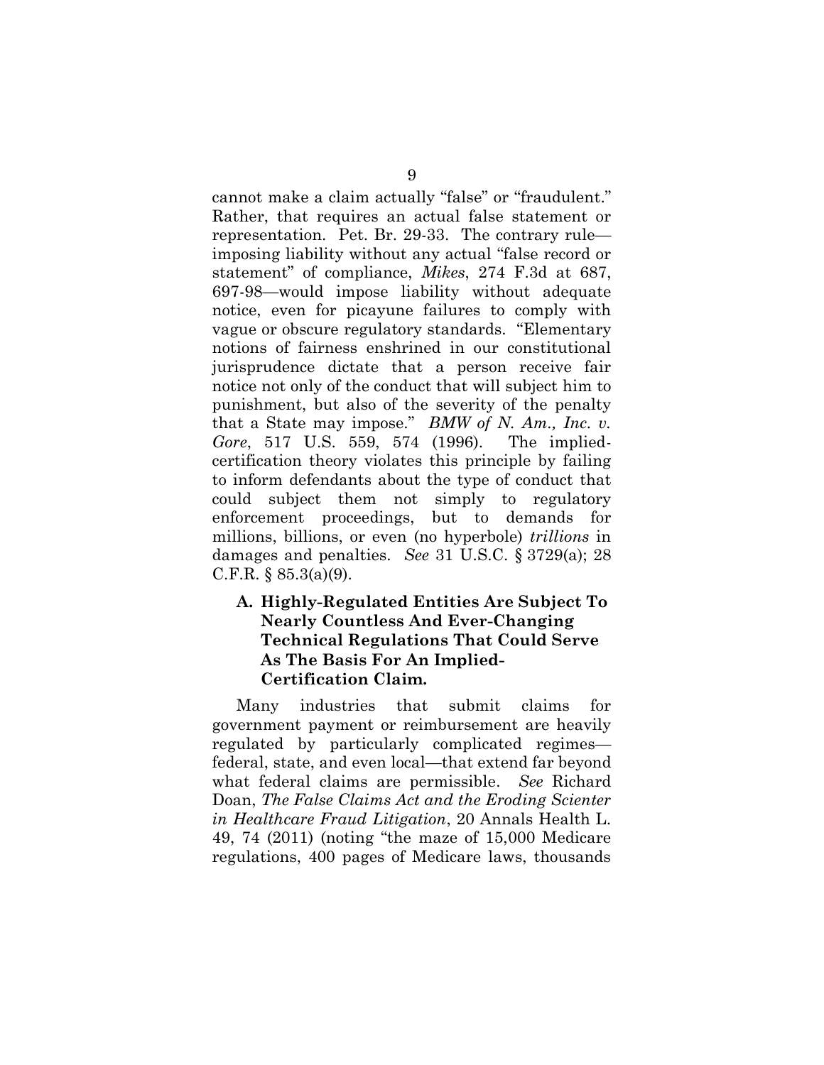cannot make a claim actually "false" or "fraudulent." Rather, that requires an actual false statement or representation. Pet. Br. 29-33. The contrary rule—imposing liability without any actual "false record or statement" of compliance, *Mikes*, 274 F.3d at 687, 697-98—would impose liability without adequate notice, even for picayune failures to comply with vague or obscure regulatory standards. "Elementary notions of fairness enshrined in our constitutional jurisprudence dictate that a person receive fair notice not only of the conduct that will subject him to punishment, but also of the severity of the penalty that a State may impose." *BMW of N. Am., Inc. v. Gore*, 517 U.S. 559, 574 (1996). The implied-certification theory violates this principle by failing to inform defendants about the type of conduct that could subject them not simply to regulatory enforcement proceedings, but to demands for millions, billions, or even (no hyperbole) *trillions* in damages and penalties. *See* 31 U.S.C. § 3729(a); 28 C.F.R. § 85.3(a)(9).

### A. Highly-Regulated Entities Are Subject To Nearly Countless And Ever-Changing Technical Regulations That Could Serve As The Basis For An Implied-Certification Claim.

Many industries that submit claims for government payment or reimbursement are heavily regulated by particularly complicated regimes—federal, state, and even local—that extend far beyond what federal claims are permissible. *See* Richard Doan, *The False Claims Act and the Eroding Scienter in Healthcare Fraud Litigation*, 20 Annals Health L. 49, 74 (2011) (noting "the maze of 15,000 Medicare regulations, 400 pages of Medicare laws, thousands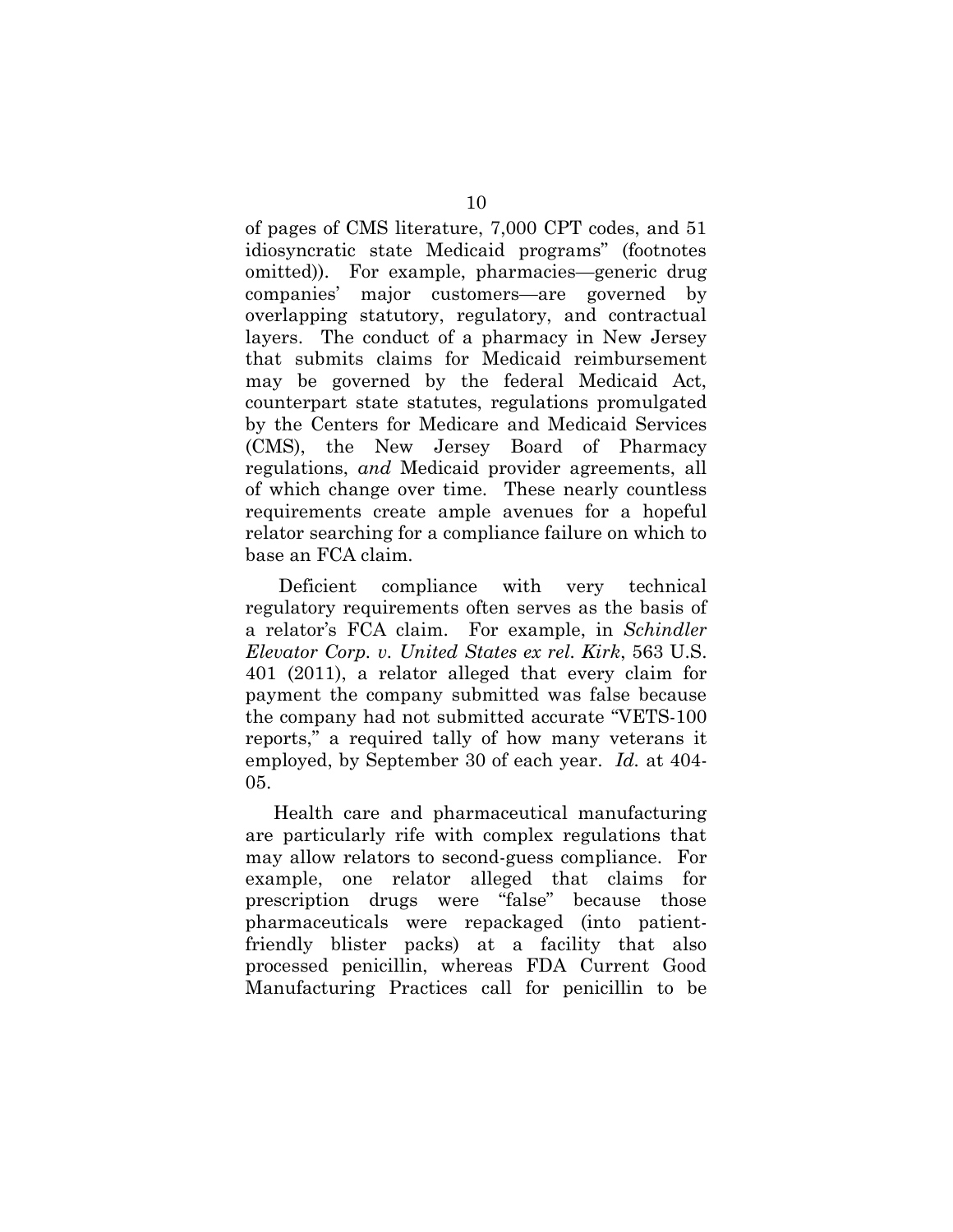of pages of CMS literature, 7,000 CPT codes, and 51 idiosyncratic state Medicaid programs" (footnotes omitted)). For example, pharmacies—generic drug companies' major customers—are governed by overlapping statutory, regulatory, and contractual layers. The conduct of a pharmacy in New Jersey that submits claims for Medicaid reimbursement may be governed by the federal Medicaid Act, counterpart state statutes, regulations promulgated by the Centers for Medicare and Medicaid Services (CMS), the New Jersey Board of Pharmacy regulations, *and* Medicaid provider agreements, all of which change over time. These nearly countless requirements create ample avenues for a hopeful relator searching for a compliance failure on which to base an FCA claim.

Deficient compliance with very technical regulatory requirements often serves as the basis of a relator's FCA claim. For example, in *Schindler Elevator Corp. v. United States ex rel. Kirk*, 563 U.S. 401 (2011), a relator alleged that every claim for payment the company submitted was false because the company had not submitted accurate "VETS-100 reports," a required tally of how many veterans it employed, by September 30 of each year. *Id.* at 404-05.

Health care and pharmaceutical manufacturing are particularly rife with complex regulations that may allow relators to second-guess compliance. For example, one relator alleged that claims for prescription drugs were "false" because those pharmaceuticals were repackaged (into patient-friendly blister packs) at a facility that also processed penicillin, whereas FDA Current Good Manufacturing Practices call for penicillin to be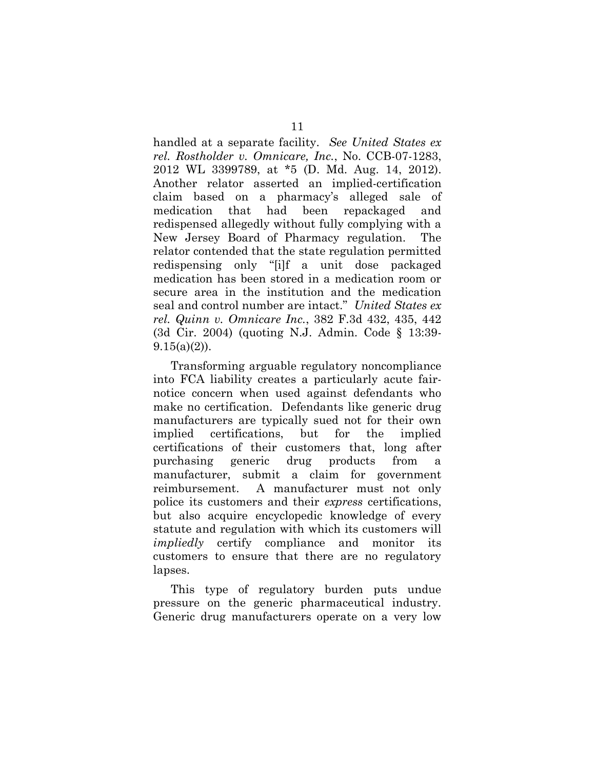handled at a separate facility. *See United States ex rel. Rostholder v. Omnicare, Inc.*, No. CCB-07-1283, 2012 WL 3399789, at *5 (D. Md. Aug. 14, 2012). Another relator asserted an implied-certification claim based on a pharmacy's alleged sale of medication that had been repackaged and redispensed allegedly without fully complying with a New Jersey Board of Pharmacy regulation. The relator contended that the state regulation permitted redispensing only "[i]f a unit dose packaged medication has been stored in a medication room or secure area in the institution and the medication seal and control number are intact." *United States ex rel. Quinn v. Omnicare Inc.*, 382 F.3d 432, 435, 442 (3d Cir. 2004) (quoting N.J. Admin. Code § 13:39-9.15(a)(2)).

Transforming arguable regulatory noncompliance into FCA liability creates a particularly acute fair-notice concern when used against defendants who make no certification. Defendants like generic drug manufacturers are typically sued not for their own implied certifications, but for the implied certifications of their customers that, long after purchasing generic drug products from a manufacturer, submit a claim for government reimbursement. A manufacturer must not only police its customers and their *express* certifications, but also acquire encyclopedic knowledge of every statute and regulation with which its customers will *impliedly* certify compliance and monitor its customers to ensure that there are no regulatory lapses.

This type of regulatory burden puts undue pressure on the generic pharmaceutical industry. Generic drug manufacturers operate on a very low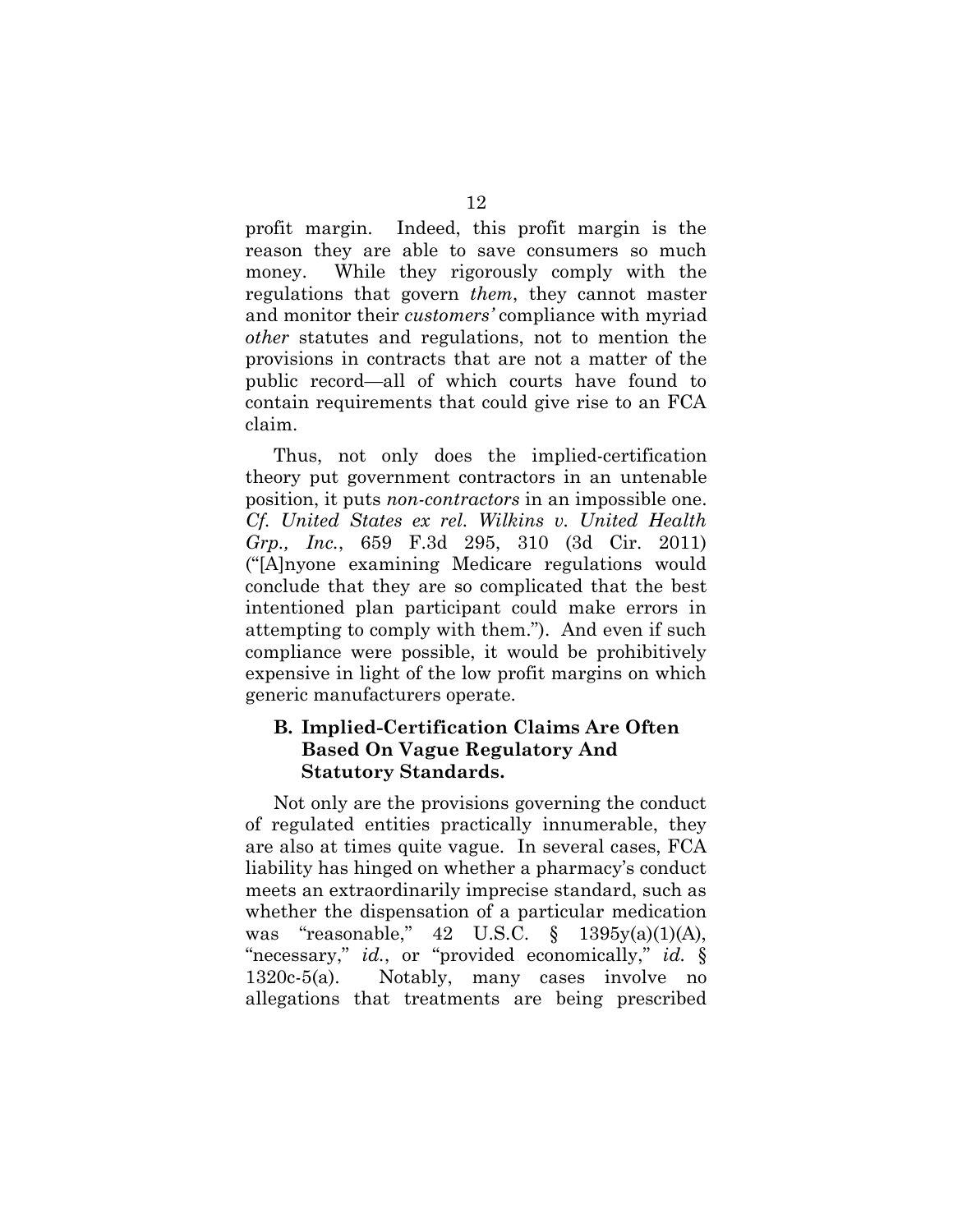profit margin. Indeed, this profit margin is the reason they are able to save consumers so much money. While they rigorously comply with the regulations that govern *them*, they cannot master and monitor their *customers'* compliance with myriad *other* statutes and regulations, not to mention the provisions in contracts that are not a matter of the public record—all of which courts have found to contain requirements that could give rise to an FCA claim.

Thus, not only does the implied-certification theory put government contractors in an untenable position, it puts *non-contractors* in an impossible one. *Cf. United States ex rel. Wilkins v. United Health Grp., Inc.*, 659 F.3d 295, 310 (3d Cir. 2011) ("[A]nyone examining Medicare regulations would conclude that they are so complicated that the best intentioned plan participant could make errors in attempting to comply with them."). And even if such compliance were possible, it would be prohibitively expensive in light of the low profit margins on which generic manufacturers operate.

### B. Implied-Certification Claims Are Often Based On Vague Regulatory And Statutory Standards.

Not only are the provisions governing the conduct of regulated entities practically innumerable, they are also at times quite vague. In several cases, FCA liability has hinged on whether a pharmacy's conduct meets an extraordinarily imprecise standard, such as whether the dispensation of a particular medication was "reasonable," 42 U.S.C. § 1395y(a)(1)(A), "necessary," *id.*, or "provided economically," *id.* § 1320c-5(a). Notably, many cases involve no allegations that treatments are being prescribed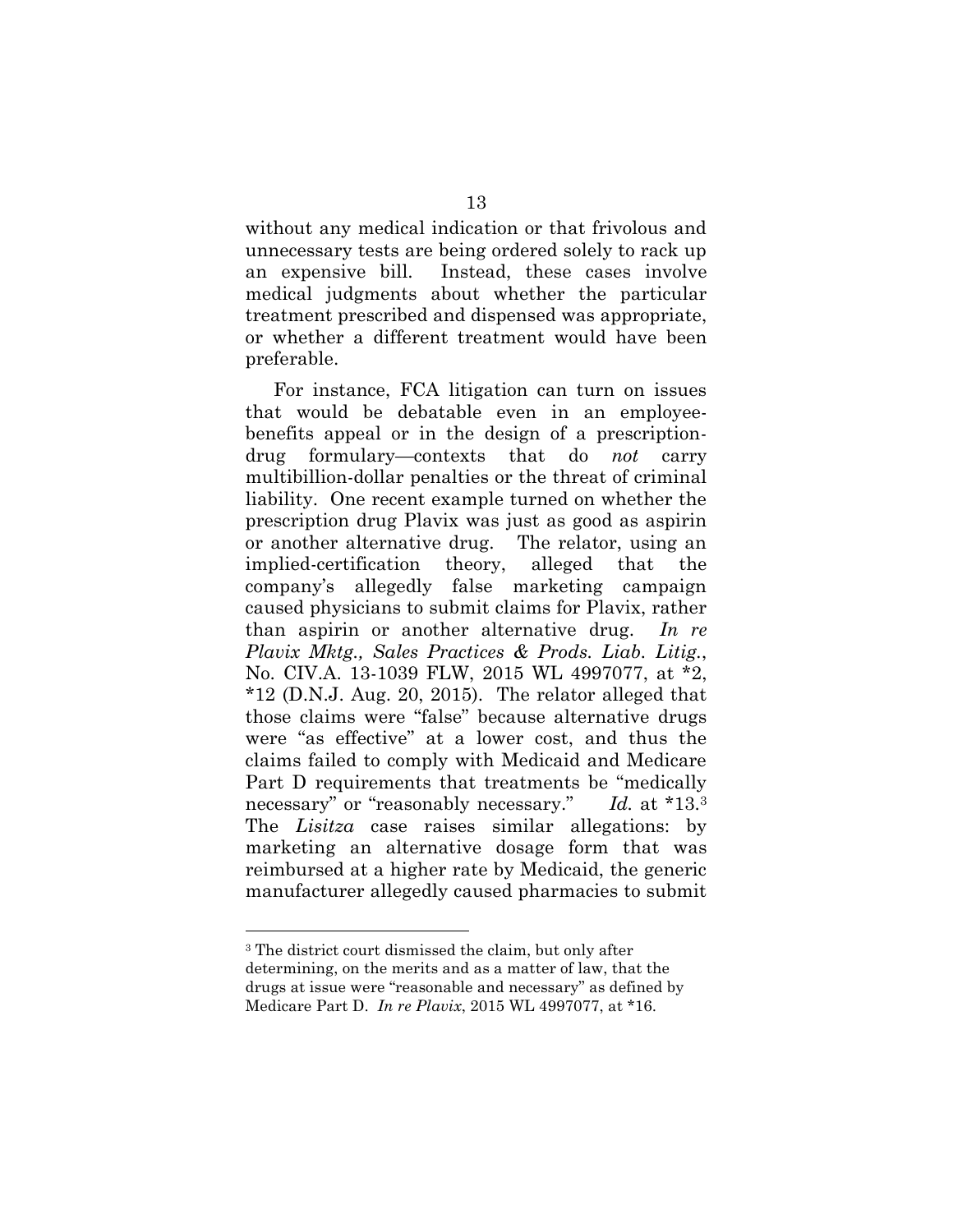without any medical indication or that frivolous and unnecessary tests are being ordered solely to rack up an expensive bill. Instead, these cases involve medical judgments about whether the particular treatment prescribed and dispensed was appropriate, or whether a different treatment would have been preferable.

For instance, FCA litigation can turn on issues that would be debatable even in an employee-benefits appeal or in the design of a prescription-drug formulary—contexts that do *not* carry multibillion-dollar penalties or the threat of criminal liability. One recent example turned on whether the prescription drug Plavix was just as good as aspirin or another alternative drug. The relator, using an implied-certification theory, alleged that the company's allegedly false marketing campaign caused physicians to submit claims for Plavix, rather than aspirin or another alternative drug. *In re Plavix Mktg., Sales Practices & Prods. Liab. Litig.*, No. CIV.A. 13-1039 FLW, 2015 WL 4997077, at *2, *12 (D.N.J. Aug. 20, 2015). The relator alleged that those claims were "false" because alternative drugs were "as effective" at a lower cost, and thus the claims failed to comply with Medicaid and Medicare Part D requirements that treatments be "medically necessary" or "reasonably necessary." *Id.* at *13.[3] The *Lisitza* case raises similar allegations: by marketing an alternative dosage form that was reimbursed at a higher rate by Medicaid, the generic manufacturer allegedly caused pharmacies to submit

[3] The district court dismissed the claim, but only after determining, on the merits and as a matter of law, that the drugs at issue were "reasonable and necessary" as defined by Medicare Part D. *In re Plavix*, 2015 WL 4997077, at *16.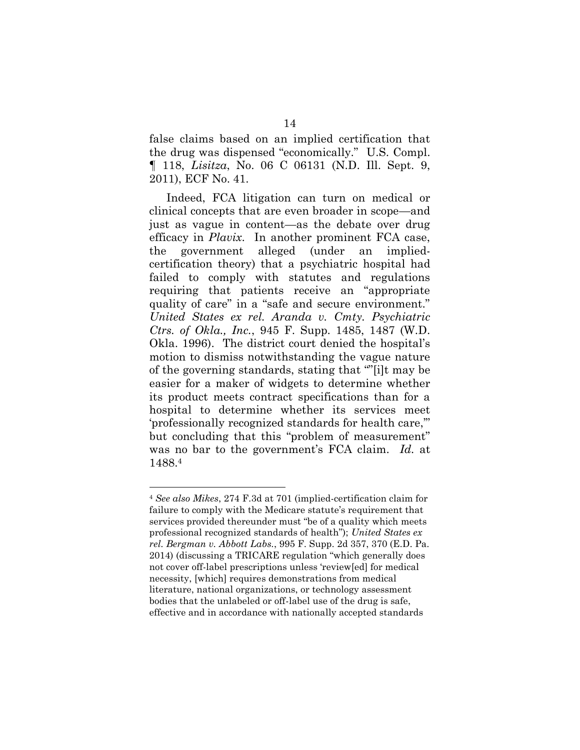false claims based on an implied certification that the drug was dispensed "economically." U.S. Compl. ¶ 118, *Lisitza*, No. 06 C 06131 (N.D. Ill. Sept. 9, 2011), ECF No. 41.

Indeed, FCA litigation can turn on medical or clinical concepts that are even broader in scope—and just as vague in content—as the debate over drug efficacy in *Plavix*. In another prominent FCA case, the government alleged (under an implied-certification theory) that a psychiatric hospital had failed to comply with statutes and regulations requiring that patients receive an "appropriate quality of care" in a "safe and secure environment." *United States ex rel. Aranda v. Cmty. Psychiatric Ctrs. of Okla., Inc.*, 945 F. Supp. 1485, 1487 (W.D. Okla. 1996). The district court denied the hospital's motion to dismiss notwithstanding the vague nature of the governing standards, stating that ""[i]t may be easier for a maker of widgets to determine whether its product meets contract specifications than for a hospital to determine whether its services meet 'professionally recognized standards for health care,'" but concluding that this "problem of measurement" was no bar to the government's FCA claim. *Id.* at 1488.[4]

[4] *See also Mikes*, 274 F.3d at 701 (implied-certification claim for failure to comply with the Medicare statute's requirement that services provided thereunder must "be of a quality which meets professional recognized standards of health"); *United States ex rel. Bergman v. Abbott Labs.*, 995 F. Supp. 2d 357, 370 (E.D. Pa. 2014) (discussing a TRICARE regulation "which generally does not cover off-label prescriptions unless 'review[ed] for medical necessity, [which] requires demonstrations from medical literature, national organizations, or technology assessment bodies that the unlabeled or off-label use of the drug is safe, effective and in accordance with nationally accepted standards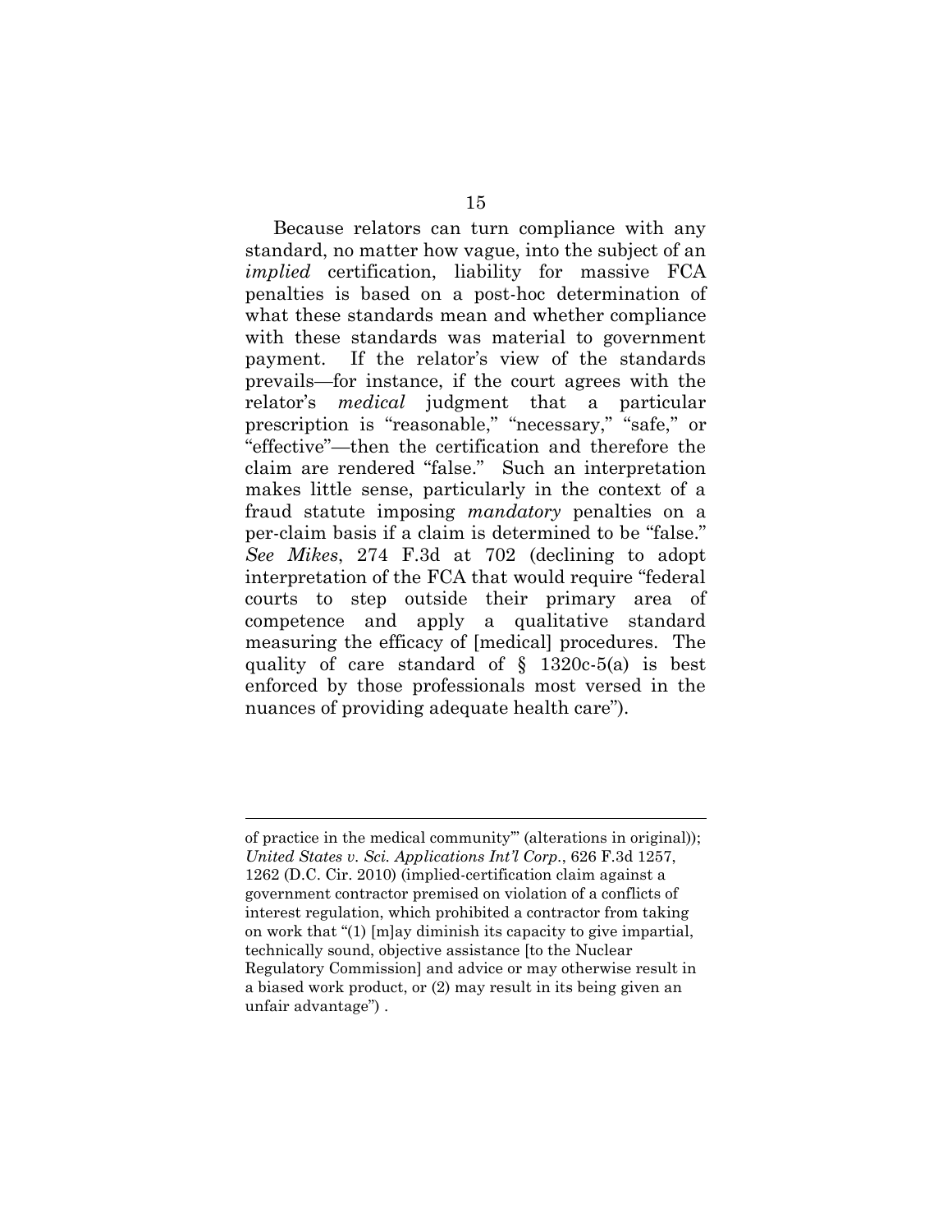Because relators can turn compliance with any standard, no matter how vague, into the subject of an *implied* certification, liability for massive FCA penalties is based on a post-hoc determination of what these standards mean and whether compliance with these standards was material to government payment. If the relator's view of the standards prevails—for instance, if the court agrees with the relator's *medical* judgment that a particular prescription is "reasonable," "necessary," "safe," or "effective"—then the certification and therefore the claim are rendered "false." Such an interpretation makes little sense, particularly in the context of a fraud statute imposing *mandatory* penalties on a per-claim basis if a claim is determined to be "false." *See Mikes*, 274 F.3d at 702 (declining to adopt interpretation of the FCA that would require "federal courts to step outside their primary area of competence and apply a qualitative standard measuring the efficacy of [medical] procedures. The quality of care standard of § 1320c-5(a) is best enforced by those professionals most versed in the nuances of providing adequate health care").

---

of practice in the medical community"' (alterations in original)); *United States v. Sci. Applications Int'l Corp.*, 626 F.3d 1257, 1262 (D.C. Cir. 2010) (implied-certification claim against a government contractor premised on violation of a conflicts of interest regulation, which prohibited a contractor from taking on work that "(1) [m]ay diminish its capacity to give impartial, technically sound, objective assistance [to the Nuclear Regulatory Commission] and advice or may otherwise result in a biased work product, or (2) may result in its being given an unfair advantage") .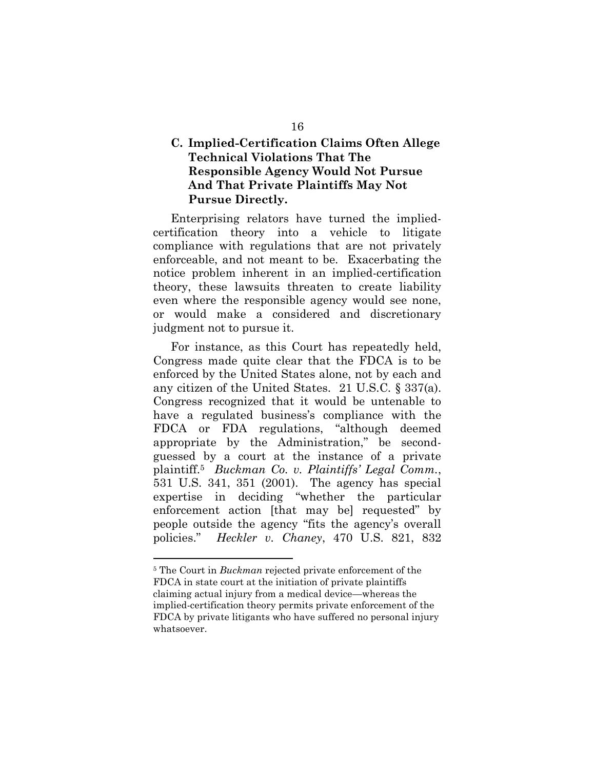### C. Implied-Certification Claims Often Allege Technical Violations That The Responsible Agency Would Not Pursue And That Private Plaintiffs May Not Pursue Directly.

Enterprising relators have turned the implied-certification theory into a vehicle to litigate compliance with regulations that are not privately enforceable, and not meant to be. Exacerbating the notice problem inherent in an implied-certification theory, these lawsuits threaten to create liability even where the responsible agency would see none, or would make a considered and discretionary judgment not to pursue it.

For instance, as this Court has repeatedly held, Congress made quite clear that the FDCA is to be enforced by the United States alone, not by each and any citizen of the United States. 21 U.S.C. § 337(a). Congress recognized that it would be untenable to have a regulated business's compliance with the FDCA or FDA regulations, "although deemed appropriate by the Administration," be second-guessed by a court at the instance of a private plaintiff.[5] *Buckman Co. v. Plaintiffs' Legal Comm.*, 531 U.S. 341, 351 (2001). The agency has special expertise in deciding "whether the particular enforcement action [that may be] requested" by people outside the agency "fits the agency's overall policies." *Heckler v. Chaney*, 470 U.S. 821, 832

[5] The Court in *Buckman* rejected private enforcement of the FDCA in state court at the initiation of private plaintiffs claiming actual injury from a medical device—whereas the implied-certification theory permits private enforcement of the FDCA by private litigants who have suffered no personal injury whatsoever.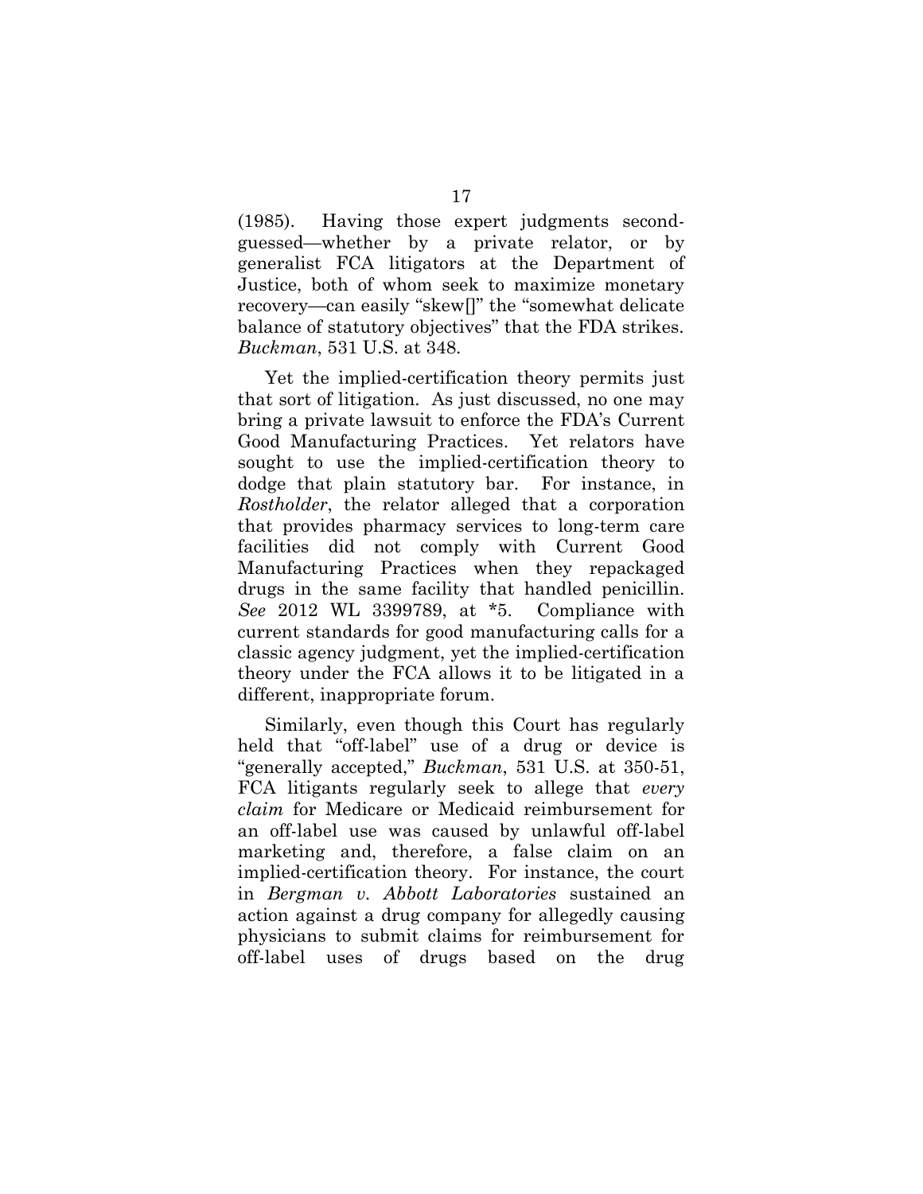(1985). Having those expert judgments second-guessed—whether by a private relator, or by generalist FCA litigators at the Department of Justice, both of whom seek to maximize monetary recovery—can easily "skew[]" the "somewhat delicate balance of statutory objectives" that the FDA strikes. *Buckman*, 531 U.S. at 348.

Yet the implied-certification theory permits just that sort of litigation. As just discussed, no one may bring a private lawsuit to enforce the FDA's Current Good Manufacturing Practices. Yet relators have sought to use the implied-certification theory to dodge that plain statutory bar. For instance, in *Rostholder*, the relator alleged that a corporation that provides pharmacy services to long-term care facilities did not comply with Current Good Manufacturing Practices when they repackaged drugs in the same facility that handled penicillin. *See* 2012 WL 3399789, at *5. Compliance with current standards for good manufacturing calls for a classic agency judgment, yet the implied-certification theory under the FCA allows it to be litigated in a different, inappropriate forum.

Similarly, even though this Court has regularly held that "off-label" use of a drug or device is "generally accepted," *Buckman*, 531 U.S. at 350-51, FCA litigants regularly seek to allege that *every claim* for Medicare or Medicaid reimbursement for an off-label use was caused by unlawful off-label marketing and, therefore, a false claim on an implied-certification theory. For instance, the court in *Bergman v. Abbott Laboratories* sustained an action against a drug company for allegedly causing physicians to submit claims for reimbursement for off-label uses of drugs based on the drug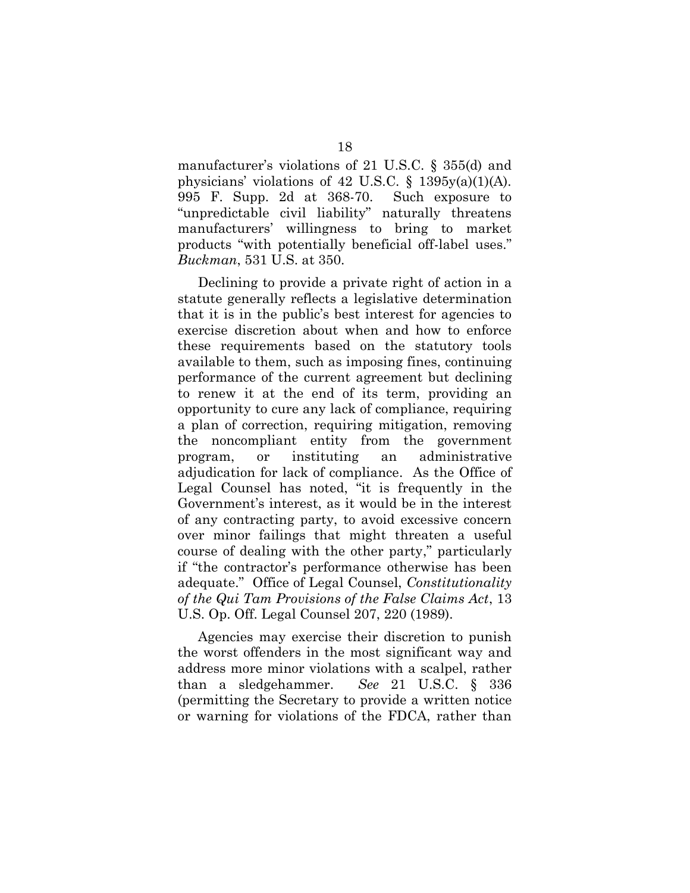manufacturer's violations of 21 U.S.C. § 355(d) and physicians' violations of 42 U.S.C. § 1395y(a)(1)(A). 995 F. Supp. 2d at 368-70. Such exposure to "unpredictable civil liability" naturally threatens manufacturers' willingness to bring to market products "with potentially beneficial off-label uses." *Buckman*, 531 U.S. at 350.

Declining to provide a private right of action in a statute generally reflects a legislative determination that it is in the public's best interest for agencies to exercise discretion about when and how to enforce these requirements based on the statutory tools available to them, such as imposing fines, continuing performance of the current agreement but declining to renew it at the end of its term, providing an opportunity to cure any lack of compliance, requiring a plan of correction, requiring mitigation, removing the noncompliant entity from the government program, or instituting an administrative adjudication for lack of compliance. As the Office of Legal Counsel has noted, "it is frequently in the Government's interest, as it would be in the interest of any contracting party, to avoid excessive concern over minor failings that might threaten a useful course of dealing with the other party," particularly if "the contractor's performance otherwise has been adequate." Office of Legal Counsel, *Constitutionality of the Qui Tam Provisions of the False Claims Act*, 13 U.S. Op. Off. Legal Counsel 207, 220 (1989).

Agencies may exercise their discretion to punish the worst offenders in the most significant way and address more minor violations with a scalpel, rather than a sledgehammer. *See* 21 U.S.C. § 336 (permitting the Secretary to provide a written notice or warning for violations of the FDCA, rather than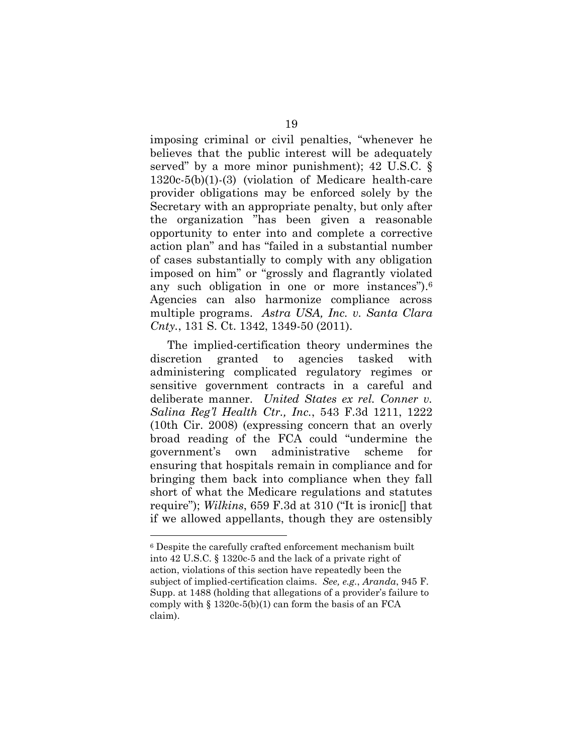imposing criminal or civil penalties, "whenever he believes that the public interest will be adequately served" by a more minor punishment); 42 U.S.C. § 1320c-5(b)(1)-(3) (violation of Medicare health-care provider obligations may be enforced solely by the Secretary with an appropriate penalty, but only after the organization "has been given a reasonable opportunity to enter into and complete a corrective action plan" and has "failed in a substantial number of cases substantially to comply with any obligation imposed on him" or "grossly and flagrantly violated any such obligation in one or more instances").[6] Agencies can also harmonize compliance across multiple programs. *Astra USA, Inc. v. Santa Clara Cnty.*, 131 S. Ct. 1342, 1349-50 (2011).

The implied-certification theory undermines the discretion granted to agencies tasked with administering complicated regulatory regimes or sensitive government contracts in a careful and deliberate manner. *United States ex rel. Conner v. Salina Reg'l Health Ctr., Inc.*, 543 F.3d 1211, 1222 (10th Cir. 2008) (expressing concern that an overly broad reading of the FCA could "undermine the government's own administrative scheme for ensuring that hospitals remain in compliance and for bringing them back into compliance when they fall short of what the Medicare regulations and statutes require"); *Wilkins*, 659 F.3d at 310 ("It is ironic[] that if we allowed appellants, though they are ostensibly

---

[6] Despite the carefully crafted enforcement mechanism built into 42 U.S.C. § 1320c-5 and the lack of a private right of action, violations of this section have repeatedly been the subject of implied-certification claims. *See, e.g.*, *Aranda*, 945 F. Supp. at 1488 (holding that allegations of a provider's failure to comply with § 1320c-5(b)(1) can form the basis of an FCA claim).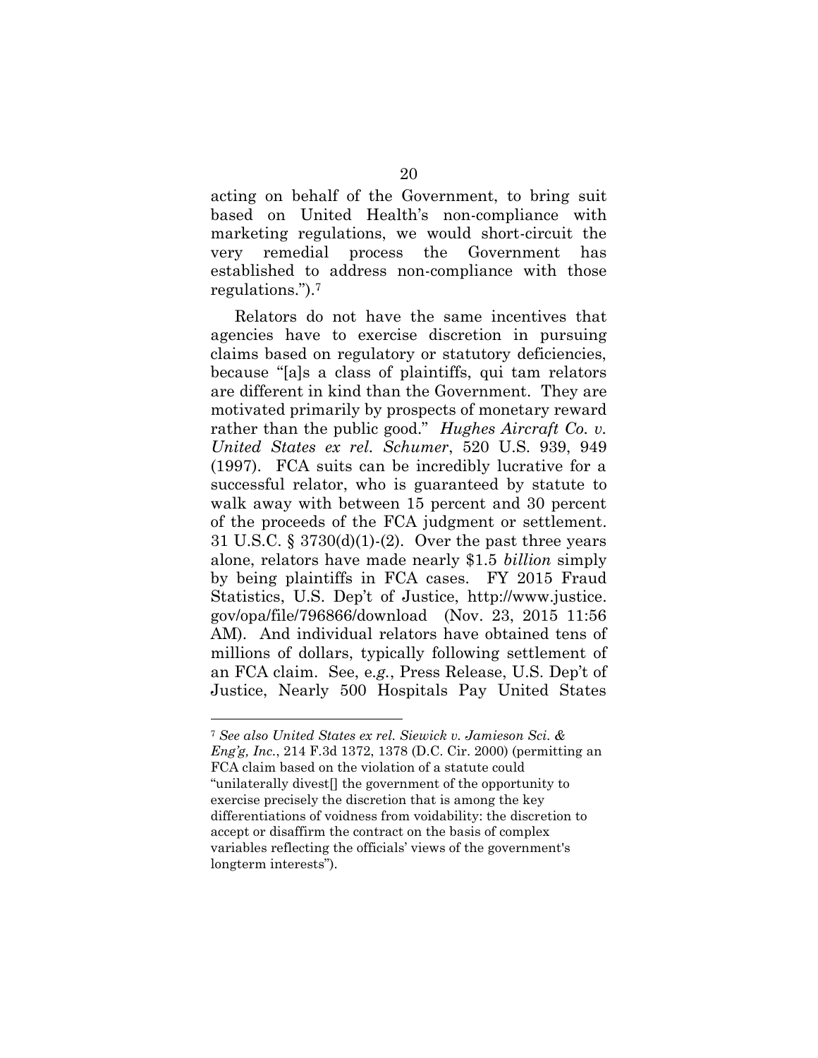acting on behalf of the Government, to bring suit based on United Health's non-compliance with marketing regulations, we would short-circuit the very remedial process the Government has established to address non-compliance with those regulations.").[7]

Relators do not have the same incentives that agencies have to exercise discretion in pursuing claims based on regulatory or statutory deficiencies, because "[a]s a class of plaintiffs, qui tam relators are different in kind than the Government. They are motivated primarily by prospects of monetary reward rather than the public good." *Hughes Aircraft Co. v. United States ex rel. Schumer*, 520 U.S. 939, 949 (1997). FCA suits can be incredibly lucrative for a successful relator, who is guaranteed by statute to walk away with between 15 percent and 30 percent of the proceeds of the FCA judgment or settlement. 31 U.S.C. § 3730(d)(1)-(2). Over the past three years alone, relators have made nearly $1.5 *billion* simply by being plaintiffs in FCA cases. FY 2015 Fraud Statistics, U.S. Dep't of Justice, http://www.justice.gov/opa/file/796866/download (Nov. 23, 2015 11:56 AM). And individual relators have obtained tens of millions of dollars, typically following settlement of an FCA claim. See, e.*g.*, Press Release, U.S. Dep't of Justice, Nearly 500 Hospitals Pay United States

---

[7] *See also United States ex rel. Siewick v. Jamieson Sci. & Eng'g, Inc.*, 214 F.3d 1372, 1378 (D.C. Cir. 2000) (permitting an FCA claim based on the violation of a statute could "unilaterally divest[] the government of the opportunity to exercise precisely the discretion that is among the key differentiations of voidness from voidability: the discretion to accept or disaffirm the contract on the basis of complex variables reflecting the officials' views of the government's longterm interests").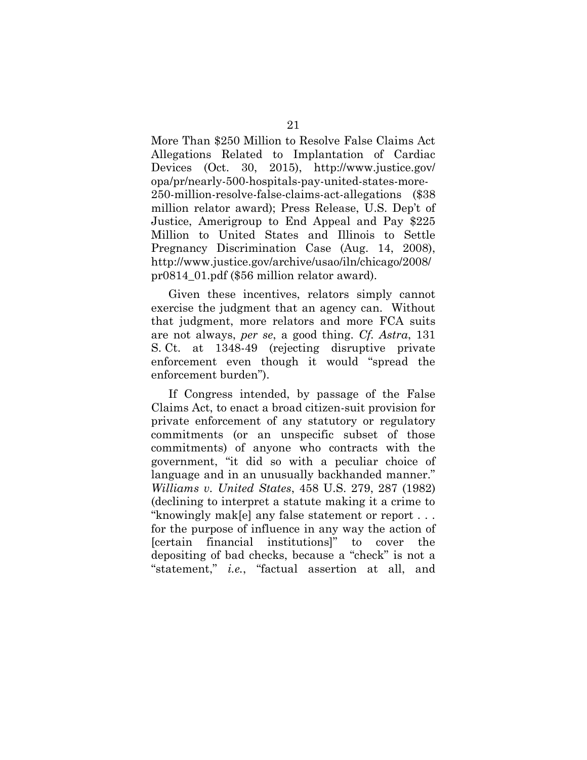More Than $250 Million to Resolve False Claims Act Allegations Related to Implantation of Cardiac Devices (Oct. 30, 2015), http://www.justice.gov/opa/pr/nearly-500-hospitals-pay-united-states-more-250-million-resolve-false-claims-act-allegations ($38 million relator award); Press Release, U.S. Dep't of Justice, Amerigroup to End Appeal and Pay $225 Million to United States and Illinois to Settle Pregnancy Discrimination Case (Aug. 14, 2008), http://www.justice.gov/archive/usao/iln/chicago/2008/pr0814_01.pdf ($56 million relator award).

Given these incentives, relators simply cannot exercise the judgment that an agency can. Without that judgment, more relators and more FCA suits are not always, *per se*, a good thing. *Cf. Astra*, 131 S. Ct. at 1348-49 (rejecting disruptive private enforcement even though it would "spread the enforcement burden").

If Congress intended, by passage of the False Claims Act, to enact a broad citizen-suit provision for private enforcement of any statutory or regulatory commitments (or an unspecific subset of those commitments) of anyone who contracts with the government, "it did so with a peculiar choice of language and in an unusually backhanded manner." *Williams v. United States*, 458 U.S. 279, 287 (1982) (declining to interpret a statute making it a crime to "knowingly mak[e] any false statement or report . . . for the purpose of influence in any way the action of [certain financial institutions]" to cover the depositing of bad checks, because a "check" is not a "statement," *i.e.*, "factual assertion at all, and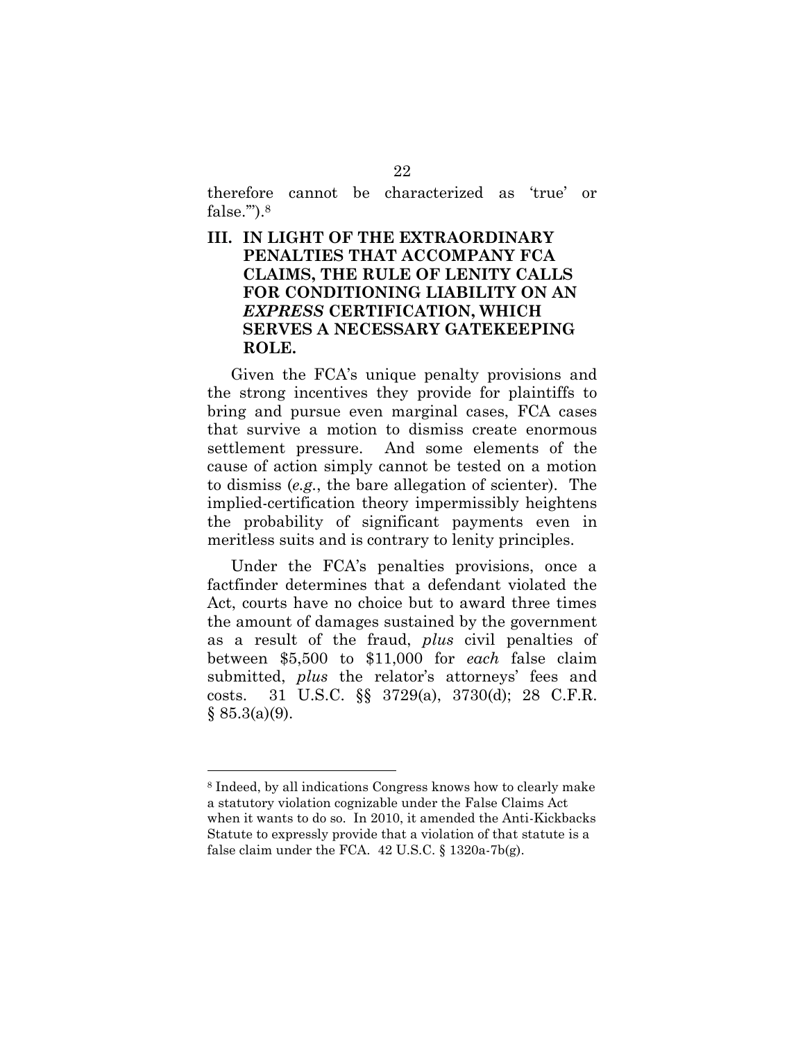therefore cannot be characterized as 'true' or false.'").[8]

## III. IN LIGHT OF THE EXTRAORDINARY PENALTIES THAT ACCOMPANY FCA CLAIMS, THE RULE OF LENITY CALLS FOR CONDITIONING LIABILITY ON AN *EXPRESS* CERTIFICATION, WHICH SERVES A NECESSARY GATEKEEPING ROLE.

Given the FCA's unique penalty provisions and the strong incentives they provide for plaintiffs to bring and pursue even marginal cases, FCA cases that survive a motion to dismiss create enormous settlement pressure. And some elements of the cause of action simply cannot be tested on a motion to dismiss (*e.g.*, the bare allegation of scienter). The implied-certification theory impermissibly heightens the probability of significant payments even in meritless suits and is contrary to lenity principles.

Under the FCA's penalties provisions, once a factfinder determines that a defendant violated the Act, courts have no choice but to award three times the amount of damages sustained by the government as a result of the fraud, *plus* civil penalties of between $5,500 to $11,000 for *each* false claim submitted, *plus* the relator's attorneys' fees and costs. 31 U.S.C. §§ 3729(a), 3730(d); 28 C.F.R. § 85.3(a)(9).

---

[8] Indeed, by all indications Congress knows how to clearly make a statutory violation cognizable under the False Claims Act when it wants to do so. In 2010, it amended the Anti-Kickbacks Statute to expressly provide that a violation of that statute is a false claim under the FCA. 42 U.S.C. § 1320a-7b(g).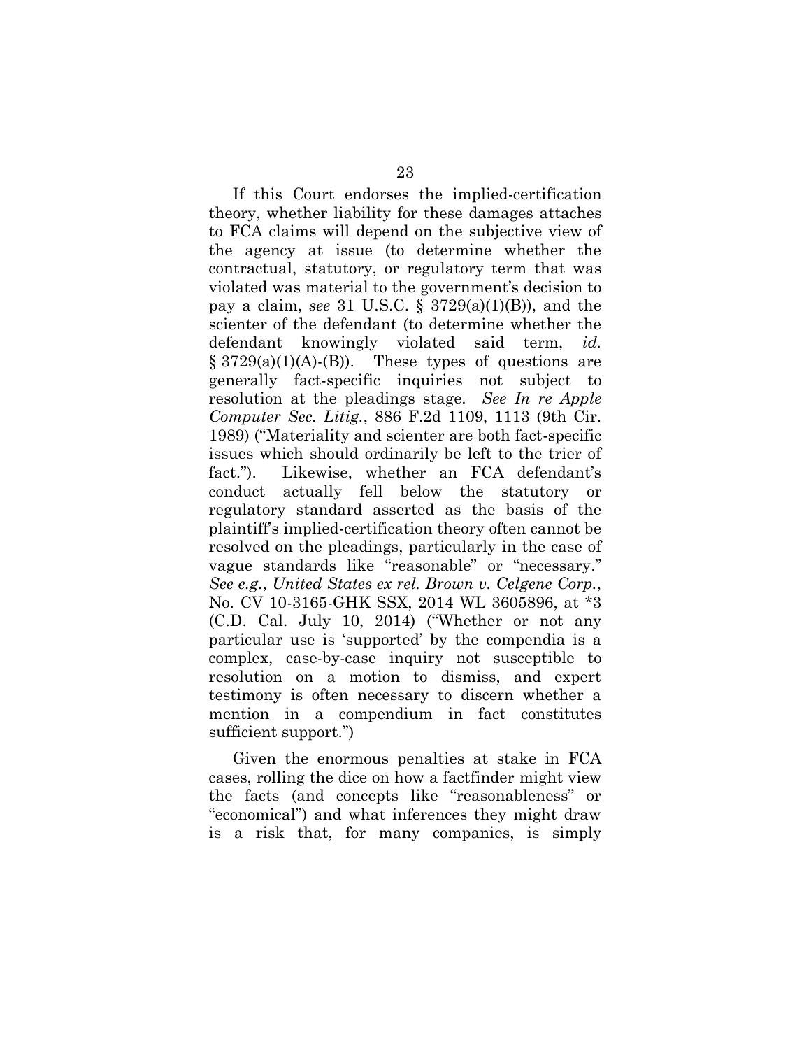If this Court endorses the implied-certification theory, whether liability for these damages attaches to FCA claims will depend on the subjective view of the agency at issue (to determine whether the contractual, statutory, or regulatory term that was violated was material to the government's decision to pay a claim, *see* 31 U.S.C. § 3729(a)(1)(B)), and the scienter of the defendant (to determine whether the defendant knowingly violated said term, *id.* § 3729(a)(1)(A)-(B)). These types of questions are generally fact-specific inquiries not subject to resolution at the pleadings stage. *See In re Apple Computer Sec. Litig.*, 886 F.2d 1109, 1113 (9th Cir. 1989) ("Materiality and scienter are both fact-specific issues which should ordinarily be left to the trier of fact."). Likewise, whether an FCA defendant's conduct actually fell below the statutory or regulatory standard asserted as the basis of the plaintiff's implied-certification theory often cannot be resolved on the pleadings, particularly in the case of vague standards like "reasonable" or "necessary." *See e.g.*, *United States ex rel. Brown v. Celgene Corp.*, No. CV 10-3165-GHK SSX, 2014 WL 3605896, at *3 (C.D. Cal. July 10, 2014) ("Whether or not any particular use is 'supported' by the compendia is a complex, case-by-case inquiry not susceptible to resolution on a motion to dismiss, and expert testimony is often necessary to discern whether a mention in a compendium in fact constitutes sufficient support.")

Given the enormous penalties at stake in FCA cases, rolling the dice on how a factfinder might view the facts (and concepts like "reasonableness" or "economical") and what inferences they might draw is a risk that, for many companies, is simply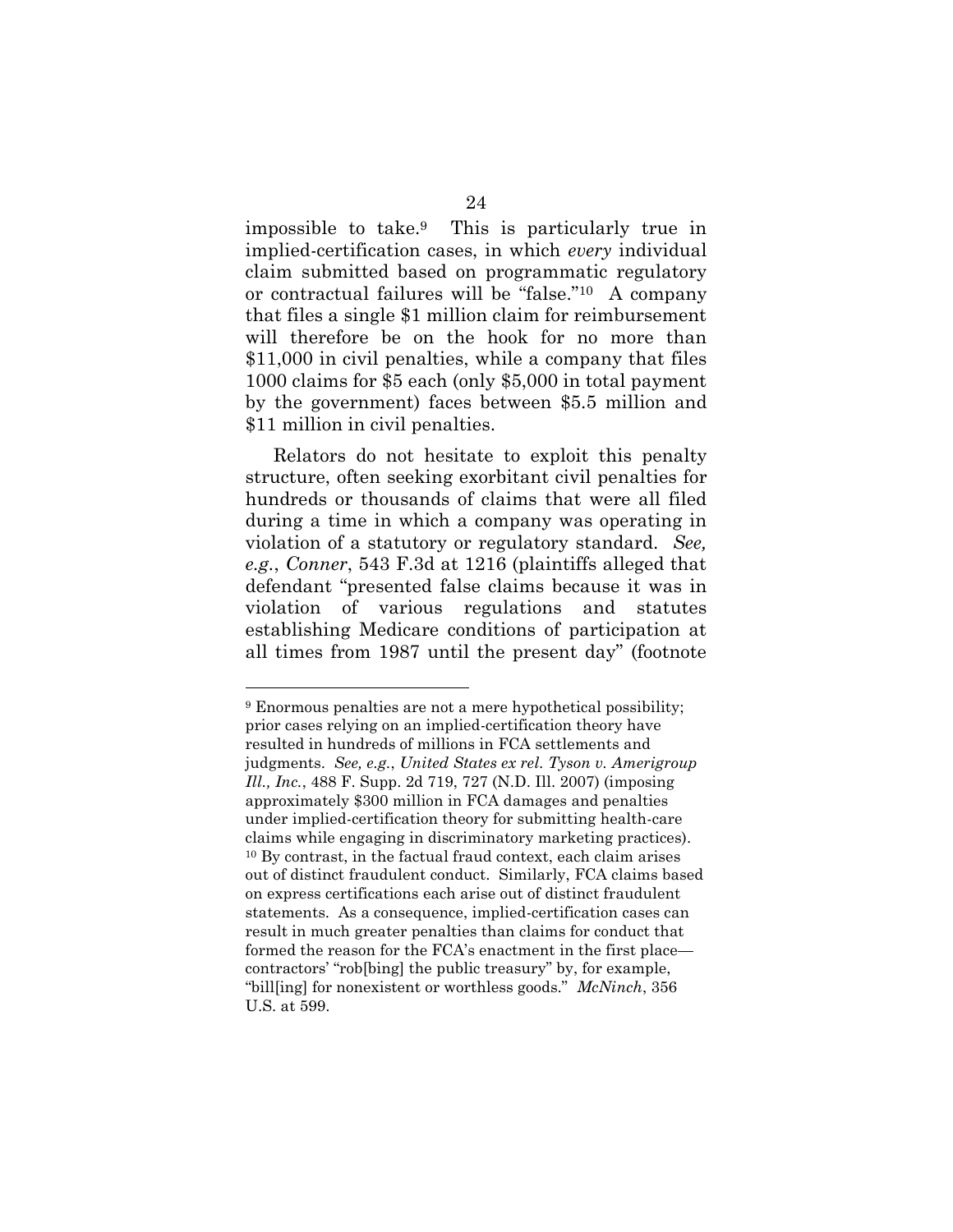impossible to take.[9] This is particularly true in implied-certification cases, in which *every* individual claim submitted based on programmatic regulatory or contractual failures will be "false."[10] A company that files a single $1 million claim for reimbursement will therefore be on the hook for no more than $11,000 in civil penalties, while a company that files 1000 claims for $5 each (only $5,000 in total payment by the government) faces between $5.5 million and $11 million in civil penalties.

Relators do not hesitate to exploit this penalty structure, often seeking exorbitant civil penalties for hundreds or thousands of claims that were all filed during a time in which a company was operating in violation of a statutory or regulatory standard. *See, e.g.*, *Conner*, 543 F.3d at 1216 (plaintiffs alleged that defendant "presented false claims because it was in violation of various regulations and statutes establishing Medicare conditions of participation at all times from 1987 until the present day" (footnote

---

[9] Enormous penalties are not a mere hypothetical possibility; prior cases relying on an implied-certification theory have resulted in hundreds of millions in FCA settlements and judgments. *See, e.g.*, *United States ex rel. Tyson v. Amerigroup Ill., Inc.*, 488 F. Supp. 2d 719, 727 (N.D. Ill. 2007) (imposing approximately $300 million in FCA damages and penalties under implied-certification theory for submitting health-care claims while engaging in discriminatory marketing practices).

[10] By contrast, in the factual fraud context, each claim arises out of distinct fraudulent conduct. Similarly, FCA claims based on express certifications each arise out of distinct fraudulent statements. As a consequence, implied-certification cases can result in much greater penalties than claims for conduct that formed the reason for the FCA's enactment in the first place—contractors' "rob[bing] the public treasury" by, for example, "bill[ing] for nonexistent or worthless goods." *McNinch*, 356 U.S. at 599.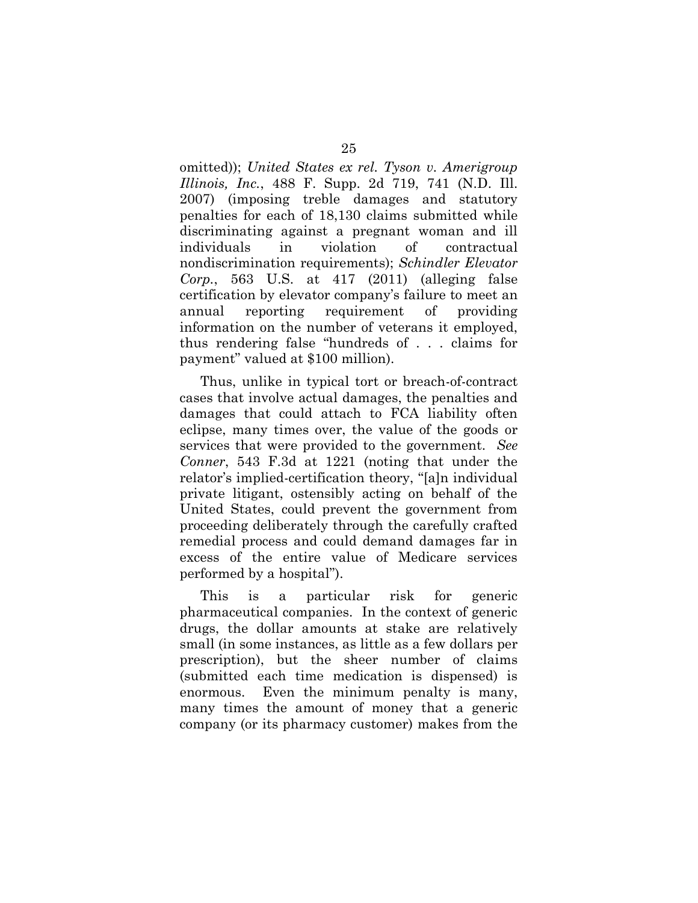omitted)); *United States ex rel. Tyson v. Amerigroup Illinois, Inc.*, 488 F. Supp. 2d 719, 741 (N.D. Ill. 2007) (imposing treble damages and statutory penalties for each of 18,130 claims submitted while discriminating against a pregnant woman and ill individuals in violation of contractual nondiscrimination requirements); *Schindler Elevator Corp.*, 563 U.S. at 417 (2011) (alleging false certification by elevator company's failure to meet an annual reporting requirement of providing information on the number of veterans it employed, thus rendering false "hundreds of . . . claims for payment" valued at $100 million).

Thus, unlike in typical tort or breach-of-contract cases that involve actual damages, the penalties and damages that could attach to FCA liability often eclipse, many times over, the value of the goods or services that were provided to the government. *See Conner*, 543 F.3d at 1221 (noting that under the relator's implied-certification theory, "[a]n individual private litigant, ostensibly acting on behalf of the United States, could prevent the government from proceeding deliberately through the carefully crafted remedial process and could demand damages far in excess of the entire value of Medicare services performed by a hospital").

This is a particular risk for generic pharmaceutical companies. In the context of generic drugs, the dollar amounts at stake are relatively small (in some instances, as little as a few dollars per prescription), but the sheer number of claims (submitted each time medication is dispensed) is enormous. Even the minimum penalty is many, many times the amount of money that a generic company (or its pharmacy customer) makes from the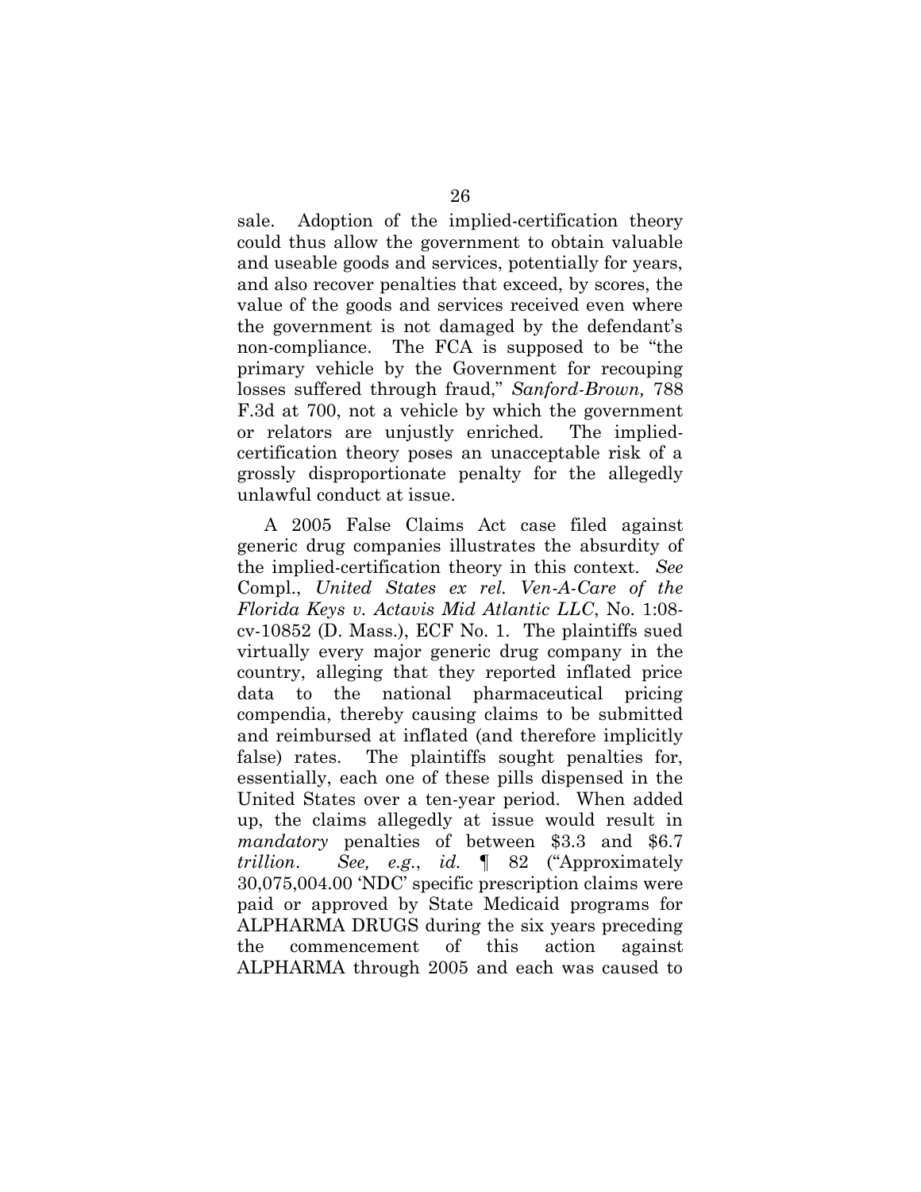sale. Adoption of the implied-certification theory could thus allow the government to obtain valuable and useable goods and services, potentially for years, and also recover penalties that exceed, by scores, the value of the goods and services received even where the government is not damaged by the defendant's non-compliance. The FCA is supposed to be "the primary vehicle by the Government for recouping losses suffered through fraud," *Sanford-Brown,* 788 F.3d at 700, not a vehicle by which the government or relators are unjustly enriched. The implied-certification theory poses an unacceptable risk of a grossly disproportionate penalty for the allegedly unlawful conduct at issue.

A 2005 False Claims Act case filed against generic drug companies illustrates the absurdity of the implied-certification theory in this context. *See* Compl., *United States ex rel. Ven-A-Care of the Florida Keys v. Actavis Mid Atlantic LLC*, No. 1:08-cv-10852 (D. Mass.), ECF No. 1. The plaintiffs sued virtually every major generic drug company in the country, alleging that they reported inflated price data to the national pharmaceutical pricing compendia, thereby causing claims to be submitted and reimbursed at inflated (and therefore implicitly false) rates. The plaintiffs sought penalties for, essentially, each one of these pills dispensed in the United States over a ten-year period. When added up, the claims allegedly at issue would result in *mandatory* penalties of between \$3.3 and \$6.7 *trillion*. *See, e.g.*, *id.* ¶ 82 ("Approximately 30,075,004.00 'NDC' specific prescription claims were paid or approved by State Medicaid programs for ALPHARMA DRUGS during the six years preceding the commencement of this action against ALPHARMA through 2005 and each was caused to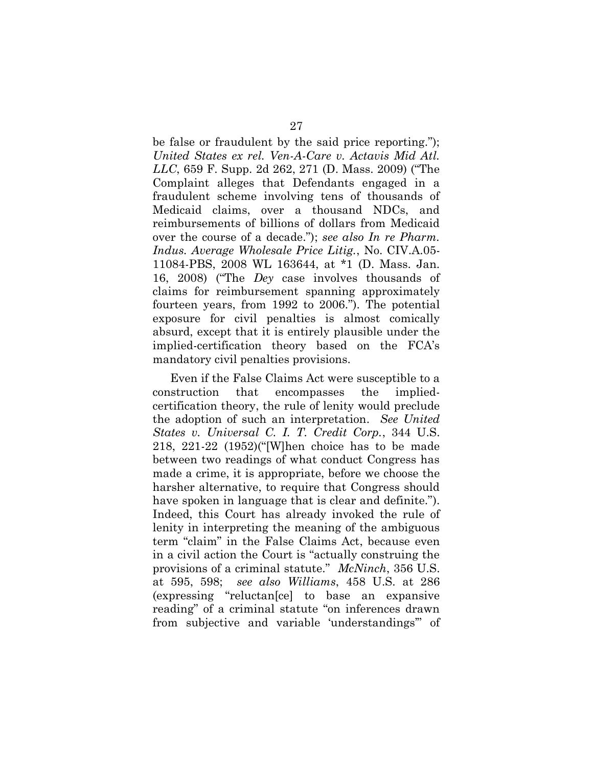be false or fraudulent by the said price reporting."); *United States ex rel. Ven-A-Care v. Actavis Mid Atl. LLC*, 659 F. Supp. 2d 262, 271 (D. Mass. 2009) ("The Complaint alleges that Defendants engaged in a fraudulent scheme involving tens of thousands of Medicaid claims, over a thousand NDCs, and reimbursements of billions of dollars from Medicaid over the course of a decade."); *see also In re Pharm. Indus. Average Wholesale Price Litig.*, No. CIV.A.05-11084-PBS, 2008 WL 163644, at *1 (D. Mass. Jan. 16, 2008) ("The *Dey* case involves thousands of claims for reimbursement spanning approximately fourteen years, from 1992 to 2006."). The potential exposure for civil penalties is almost comically absurd, except that it is entirely plausible under the implied-certification theory based on the FCA's mandatory civil penalties provisions.

Even if the False Claims Act were susceptible to a construction that encompasses the implied-certification theory, the rule of lenity would preclude the adoption of such an interpretation. *See United States v. Universal C. I. T. Credit Corp.*, 344 U.S. 218, 221-22 (1952)("[W]hen choice has to be made between two readings of what conduct Congress has made a crime, it is appropriate, before we choose the harsher alternative, to require that Congress should have spoken in language that is clear and definite."). Indeed, this Court has already invoked the rule of lenity in interpreting the meaning of the ambiguous term "claim" in the False Claims Act, because even in a civil action the Court is "actually construing the provisions of a criminal statute." *McNinch*, 356 U.S. at 595, 598; *see also Williams*, 458 U.S. at 286 (expressing "reluctan[ce] to base an expansive reading" of a criminal statute "on inferences drawn from subjective and variable 'understandings'" of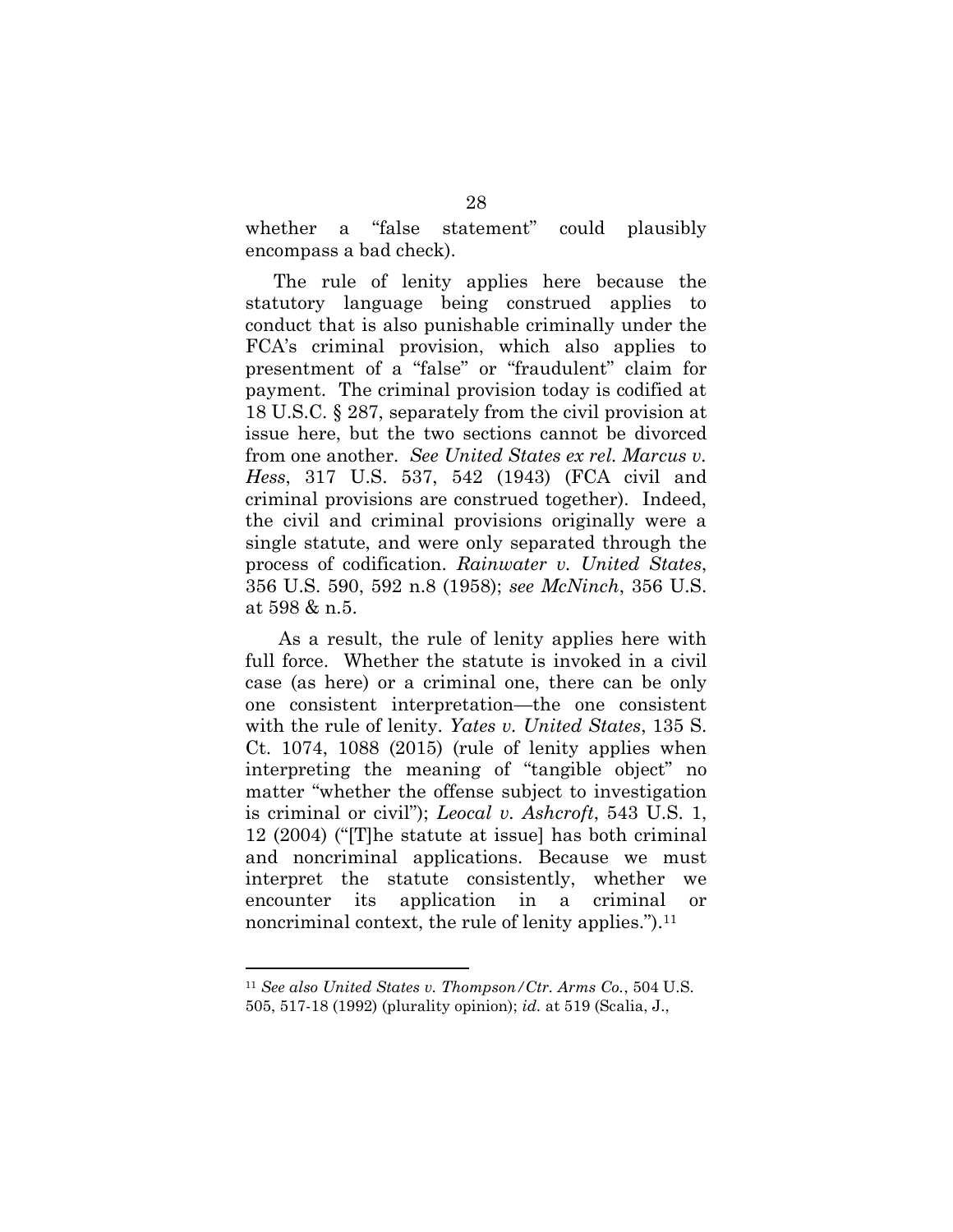whether a "false statement" could plausibly encompass a bad check).

The rule of lenity applies here because the statutory language being construed applies to conduct that is also punishable criminally under the FCA's criminal provision, which also applies to presentment of a "false" or "fraudulent" claim for payment. The criminal provision today is codified at 18 U.S.C. § 287, separately from the civil provision at issue here, but the two sections cannot be divorced from one another. *See United States ex rel. Marcus v. Hess*, 317 U.S. 537, 542 (1943) (FCA civil and criminal provisions are construed together). Indeed, the civil and criminal provisions originally were a single statute, and were only separated through the process of codification. *Rainwater v. United States*, 356 U.S. 590, 592 n.8 (1958); *see McNinch*, 356 U.S. at 598 & n.5.

As a result, the rule of lenity applies here with full force. Whether the statute is invoked in a civil case (as here) or a criminal one, there can be only one consistent interpretation—the one consistent with the rule of lenity. *Yates v. United States*, 135 S. Ct. 1074, 1088 (2015) (rule of lenity applies when interpreting the meaning of "tangible object" no matter "whether the offense subject to investigation is criminal or civil"); *Leocal v. Ashcroft*, 543 U.S. 1, 12 (2004) ("[T]he statute at issue] has both criminal and noncriminal applications. Because we must interpret the statute consistently, whether we encounter its application in a criminal or noncriminal context, the rule of lenity applies.").[11]

---

[11] *See also United States v. Thompson/Ctr. Arms Co.*, 504 U.S. 505, 517-18 (1992) (plurality opinion); *id.* at 519 (Scalia, J.,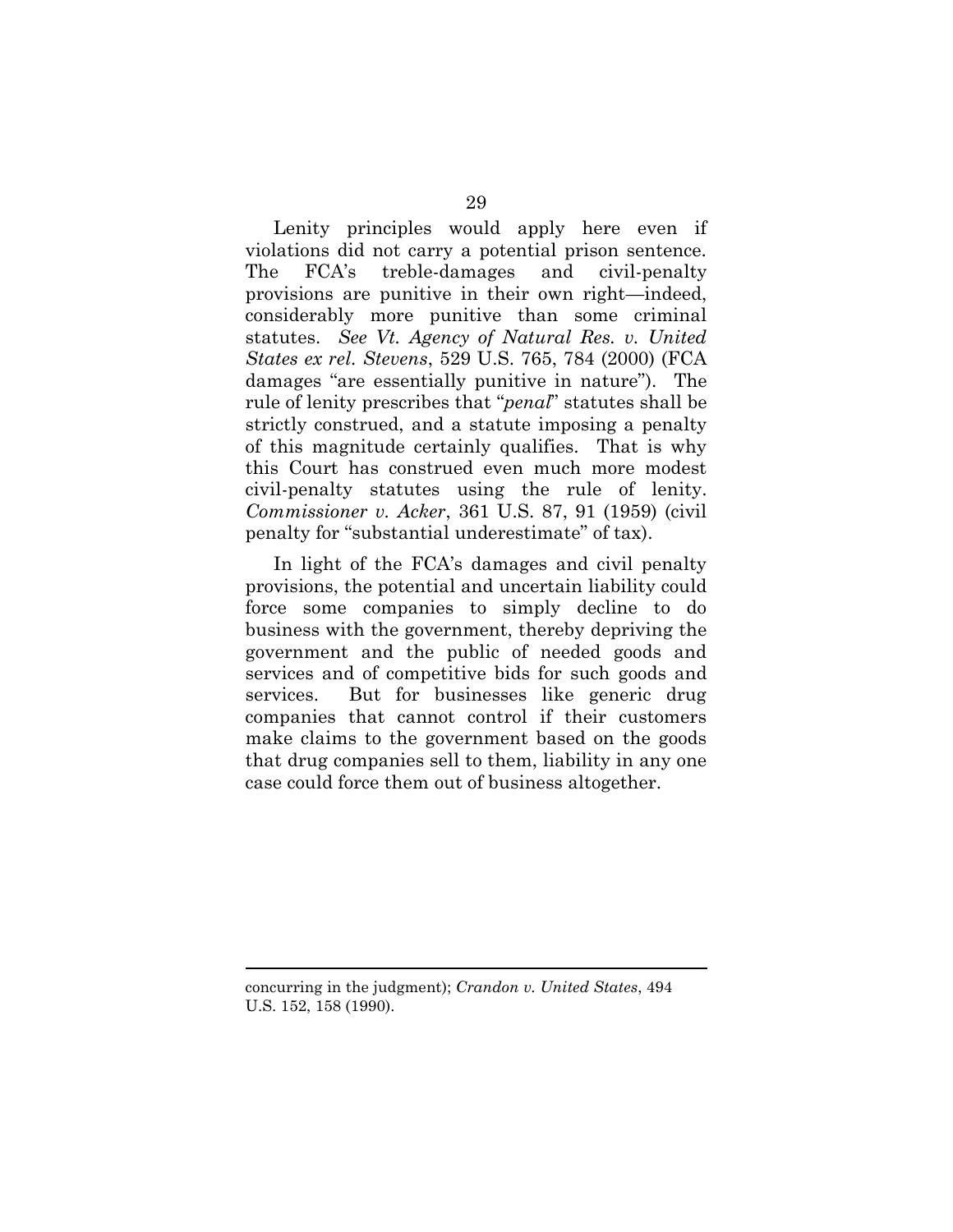Lenity principles would apply here even if violations did not carry a potential prison sentence. The FCA's treble-damages and civil-penalty provisions are punitive in their own right—indeed, considerably more punitive than some criminal statutes. *See Vt. Agency of Natural Res. v. United States ex rel. Stevens*, 529 U.S. 765, 784 (2000) (FCA damages "are essentially punitive in nature"). The rule of lenity prescribes that "*penal*" statutes shall be strictly construed, and a statute imposing a penalty of this magnitude certainly qualifies. That is why this Court has construed even much more modest civil-penalty statutes using the rule of lenity. *Commissioner v. Acker*, 361 U.S. 87, 91 (1959) (civil penalty for "substantial underestimate" of tax).

In light of the FCA's damages and civil penalty provisions, the potential and uncertain liability could force some companies to simply decline to do business with the government, thereby depriving the government and the public of needed goods and services and of competitive bids for such goods and services. But for businesses like generic drug companies that cannot control if their customers make claims to the government based on the goods that drug companies sell to them, liability in any one case could force them out of business altogether.

---

concurring in the judgment); *Crandon v. United States*, 494 U.S. 152, 158 (1990).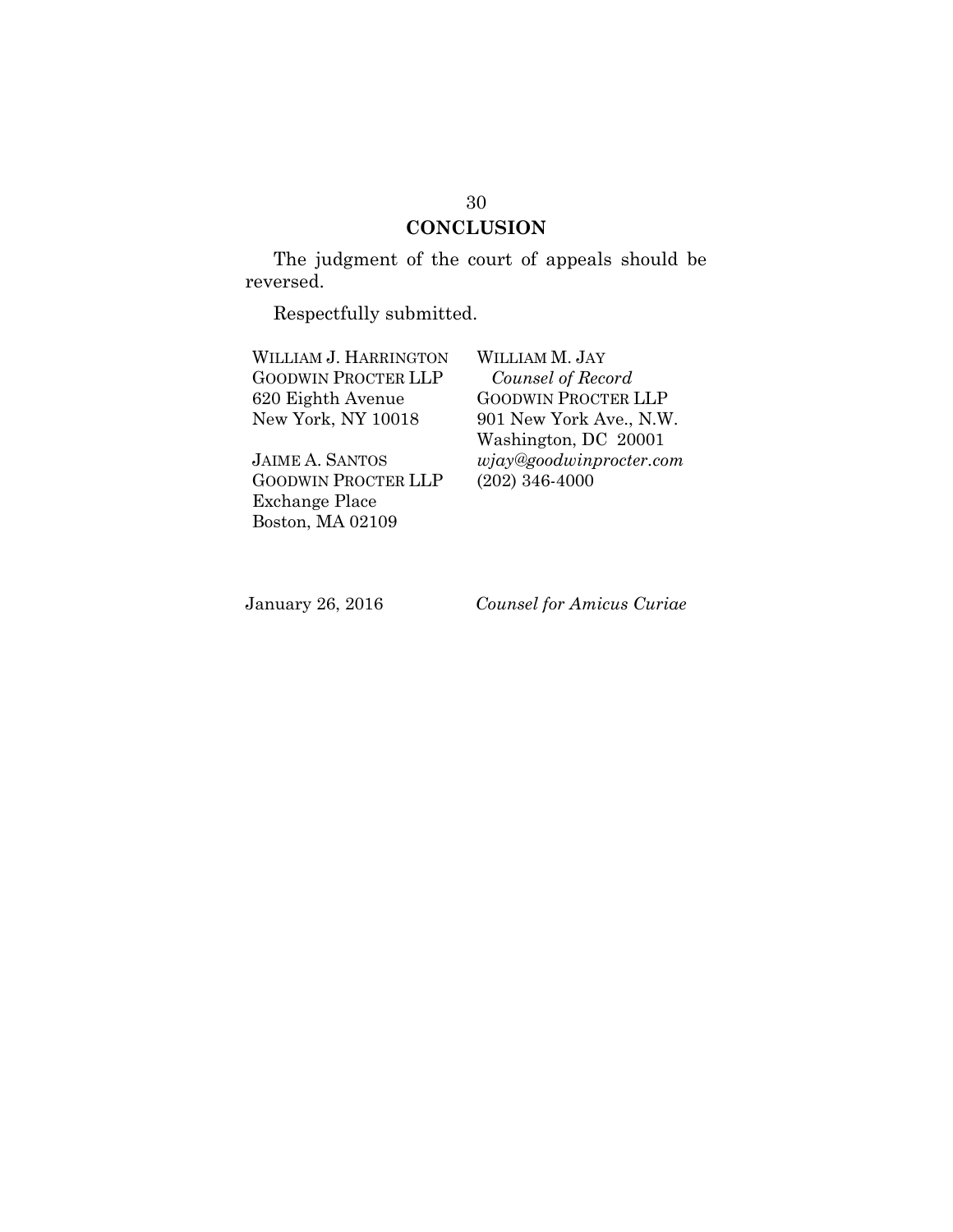## CONCLUSION

The judgment of the court of appeals should be reversed.

Respectfully submitted.

WILLIAM J. HARRINGTON
GOODWIN PROCTER LLP
620 Eighth Avenue
New York, NY 10018

JAIME A. SANTOS
GOODWIN PROCTER LLP
Exchange Place
Boston, MA 02109

WILLIAM M. JAY
*Counsel of Record*
GOODWIN PROCTER LLP
901 New York Ave., N.W.
Washington, DC 20001
*wjay@goodwinprocter.com*
(202) 346-4000

January 26, 2016

*Counsel for Amicus Curiae*